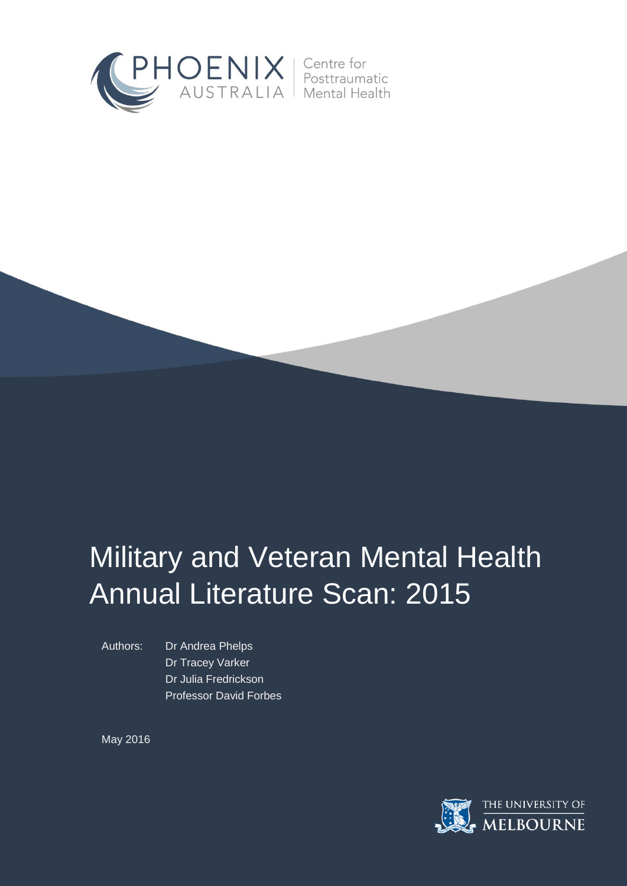PHOENIX AUSTRALIA | Centre for Posttraumatic Mental Health

# Military and Veteran Mental Health Annual Literature Scan: 2015

Authors: Dr Andrea Phelps
Dr Tracey Varker
Dr Julia Fredrickson
Professor David Forbes

May 2016

THE UNIVERSITY OF MELBOURNE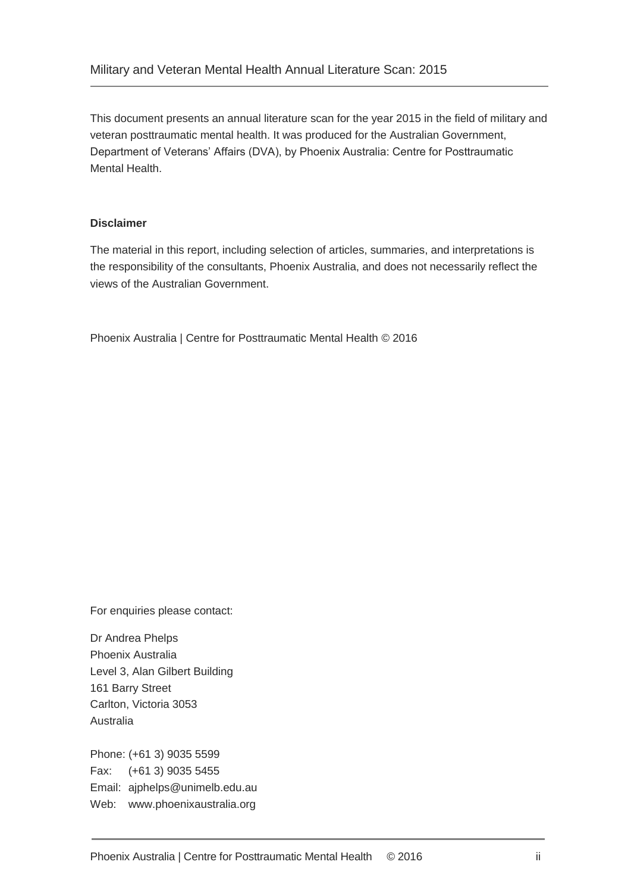Military and Veteran Mental Health Annual Literature Scan: 2015

This document presents an annual literature scan for the year 2015 in the field of military and veteran posttraumatic mental health. It was produced for the Australian Government, Department of Veterans' Affairs (DVA), by Phoenix Australia: Centre for Posttraumatic Mental Health.

**Disclaimer**

The material in this report, including selection of articles, summaries, and interpretations is the responsibility of the consultants, Phoenix Australia, and does not necessarily reflect the views of the Australian Government.

Phoenix Australia | Centre for Posttraumatic Mental Health © 2016

For enquiries please contact:

Dr Andrea Phelps
Phoenix Australia
Level 3, Alan Gilbert Building
161 Barry Street
Carlton, Victoria 3053
Australia

Phone: (+61 3) 9035 5599
Fax: (+61 3) 9035 5455
Email: ajphelps@unimelb.edu.au
Web: www.phoenixaustralia.org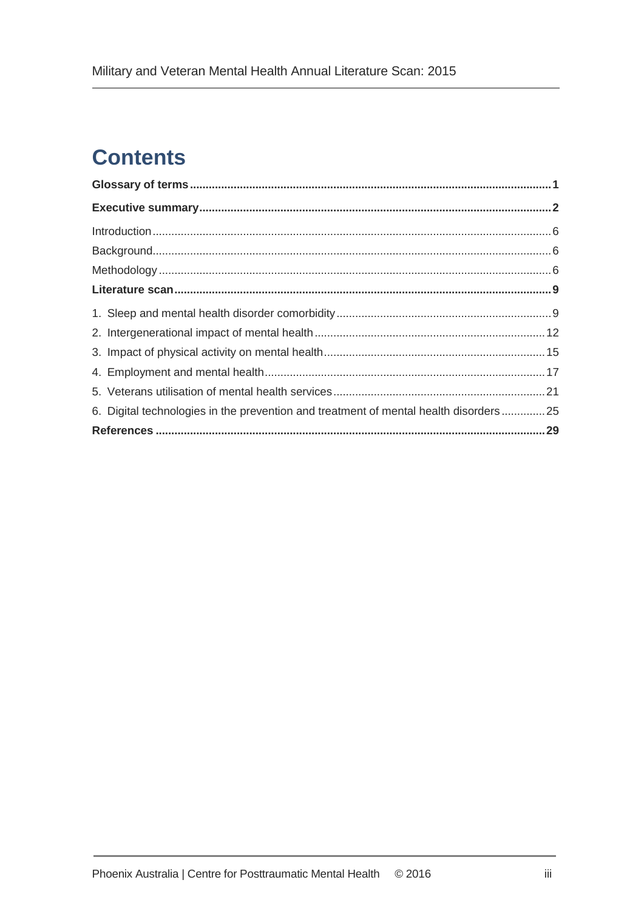# Contents

**Glossary of terms** ..... **1**

**Executive summary** ..... **2**

Introduction ..... 6

Background ..... 6

Methodology ..... 6

**Literature scan** ..... **9**

1. Sleep and mental health disorder comorbidity ..... 9
2. Intergenerational impact of mental health ..... 12
3. Impact of physical activity on mental health ..... 15
4. Employment and mental health ..... 17
5. Veterans utilisation of mental health services ..... 21
6. Digital technologies in the prevention and treatment of mental health disorders ..... 25

**References** ..... **29**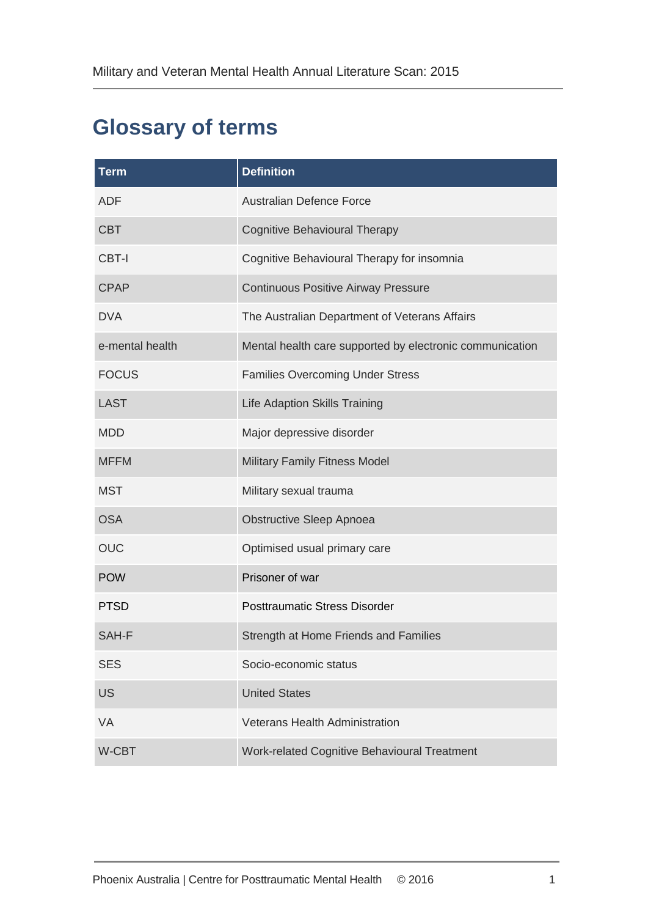# Glossary of terms

| Term | Definition |
|---|---|
| ADF | Australian Defence Force |
| CBT | Cognitive Behavioural Therapy |
| CBT-I | Cognitive Behavioural Therapy for insomnia |
| CPAP | Continuous Positive Airway Pressure |
| DVA | The Australian Department of Veterans Affairs |
| e-mental health | Mental health care supported by electronic communication |
| FOCUS | Families Overcoming Under Stress |
| LAST | Life Adaption Skills Training |
| MDD | Major depressive disorder |
| MFFM | Military Family Fitness Model |
| MST | Military sexual trauma |
| OSA | Obstructive Sleep Apnoea |
| OUC | Optimised usual primary care |
| POW | Prisoner of war |
| PTSD | Posttraumatic Stress Disorder |
| SAH-F | Strength at Home Friends and Families |
| SES | Socio-economic status |
| US | United States |
| VA | Veterans Health Administration |
| W-CBT | Work-related Cognitive Behavioural Treatment |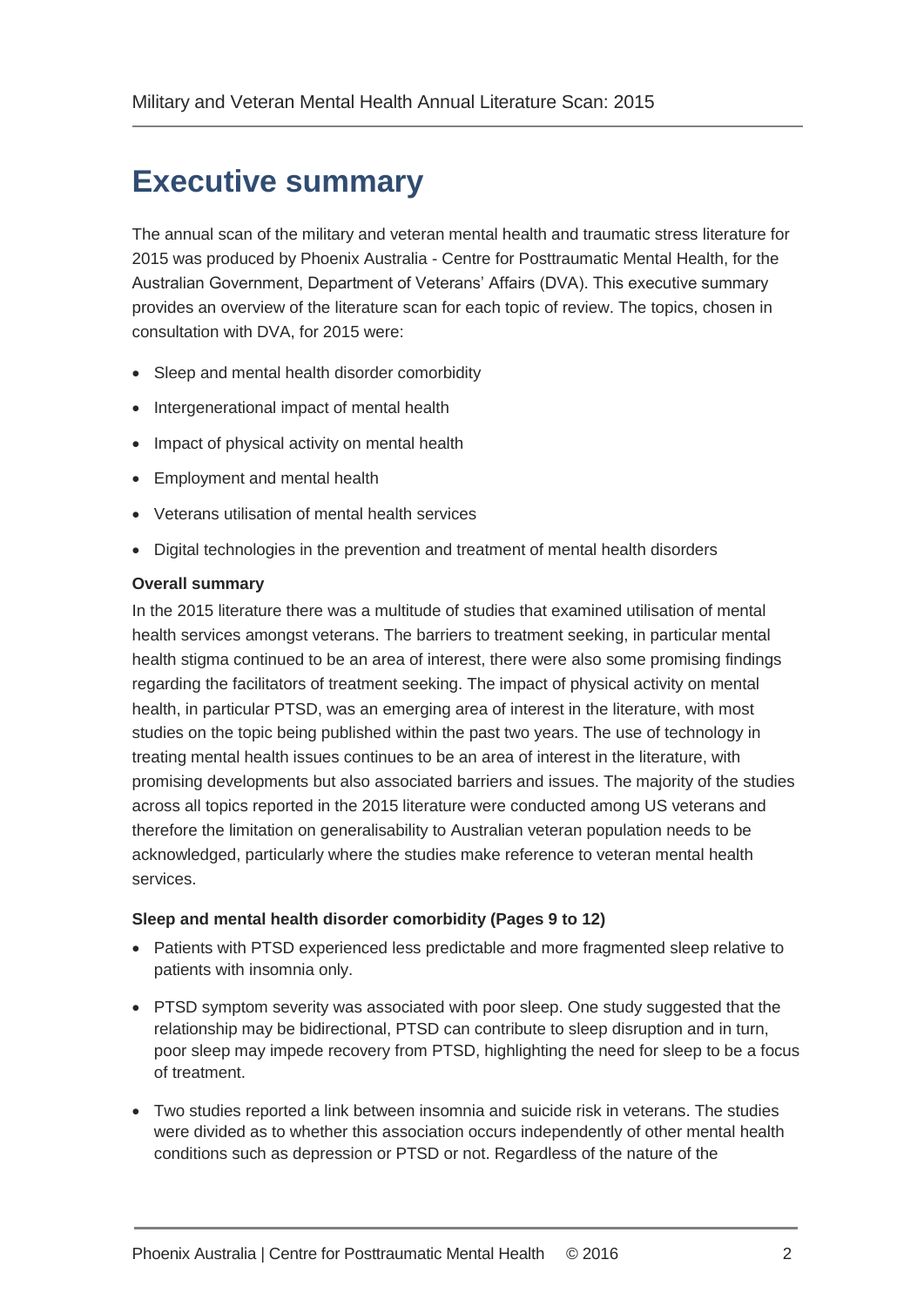# Executive summary

The annual scan of the military and veteran mental health and traumatic stress literature for 2015 was produced by Phoenix Australia - Centre for Posttraumatic Mental Health, for the Australian Government, Department of Veterans' Affairs (DVA). This executive summary provides an overview of the literature scan for each topic of review. The topics, chosen in consultation with DVA, for 2015 were:

- Sleep and mental health disorder comorbidity
- Intergenerational impact of mental health
- Impact of physical activity on mental health
- Employment and mental health
- Veterans utilisation of mental health services
- Digital technologies in the prevention and treatment of mental health disorders

**Overall summary**

In the 2015 literature there was a multitude of studies that examined utilisation of mental health services amongst veterans. The barriers to treatment seeking, in particular mental health stigma continued to be an area of interest, there were also some promising findings regarding the facilitators of treatment seeking. The impact of physical activity on mental health, in particular PTSD, was an emerging area of interest in the literature, with most studies on the topic being published within the past two years. The use of technology in treating mental health issues continues to be an area of interest in the literature, with promising developments but also associated barriers and issues. The majority of the studies across all topics reported in the 2015 literature were conducted among US veterans and therefore the limitation on generalisability to Australian veteran population needs to be acknowledged, particularly where the studies make reference to veteran mental health services.

**Sleep and mental health disorder comorbidity (Pages 9 to 12)**

- Patients with PTSD experienced less predictable and more fragmented sleep relative to patients with insomnia only.
- PTSD symptom severity was associated with poor sleep. One study suggested that the relationship may be bidirectional, PTSD can contribute to sleep disruption and in turn, poor sleep may impede recovery from PTSD, highlighting the need for sleep to be a focus of treatment.
- Two studies reported a link between insomnia and suicide risk in veterans. The studies were divided as to whether this association occurs independently of other mental health conditions such as depression or PTSD or not. Regardless of the nature of the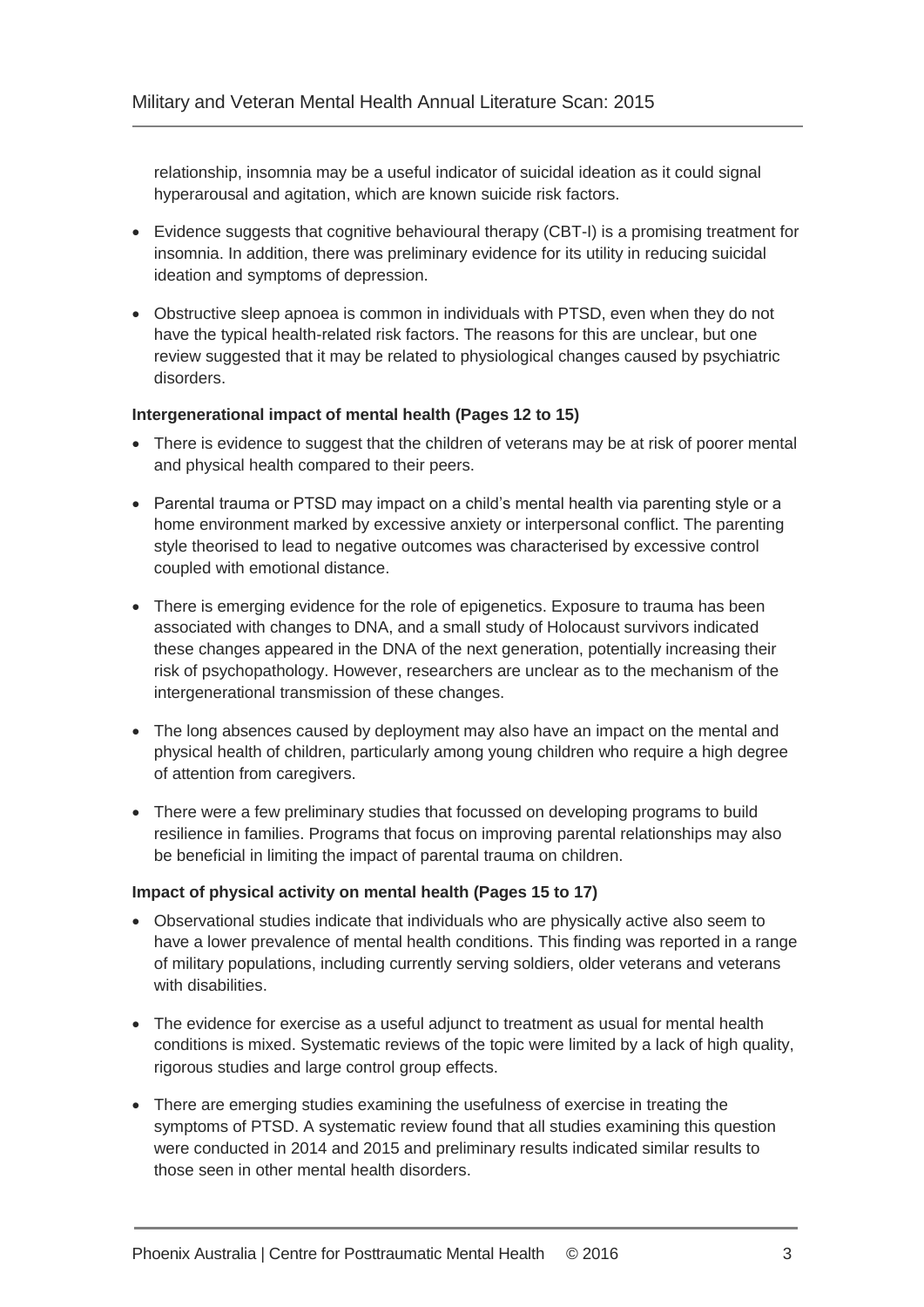relationship, insomnia may be a useful indicator of suicidal ideation as it could signal hyperarousal and agitation, which are known suicide risk factors.

- Evidence suggests that cognitive behavioural therapy (CBT-I) is a promising treatment for insomnia. In addition, there was preliminary evidence for its utility in reducing suicidal ideation and symptoms of depression.
- Obstructive sleep apnoea is common in individuals with PTSD, even when they do not have the typical health-related risk factors. The reasons for this are unclear, but one review suggested that it may be related to physiological changes caused by psychiatric disorders.

**Intergenerational impact of mental health (Pages 12 to 15)**

- There is evidence to suggest that the children of veterans may be at risk of poorer mental and physical health compared to their peers.
- Parental trauma or PTSD may impact on a child's mental health via parenting style or a home environment marked by excessive anxiety or interpersonal conflict. The parenting style theorised to lead to negative outcomes was characterised by excessive control coupled with emotional distance.
- There is emerging evidence for the role of epigenetics. Exposure to trauma has been associated with changes to DNA, and a small study of Holocaust survivors indicated these changes appeared in the DNA of the next generation, potentially increasing their risk of psychopathology. However, researchers are unclear as to the mechanism of the intergenerational transmission of these changes.
- The long absences caused by deployment may also have an impact on the mental and physical health of children, particularly among young children who require a high degree of attention from caregivers.
- There were a few preliminary studies that focussed on developing programs to build resilience in families. Programs that focus on improving parental relationships may also be beneficial in limiting the impact of parental trauma on children.

**Impact of physical activity on mental health (Pages 15 to 17)**

- Observational studies indicate that individuals who are physically active also seem to have a lower prevalence of mental health conditions. This finding was reported in a range of military populations, including currently serving soldiers, older veterans and veterans with disabilities.
- The evidence for exercise as a useful adjunct to treatment as usual for mental health conditions is mixed. Systematic reviews of the topic were limited by a lack of high quality, rigorous studies and large control group effects.
- There are emerging studies examining the usefulness of exercise in treating the symptoms of PTSD. A systematic review found that all studies examining this question were conducted in 2014 and 2015 and preliminary results indicated similar results to those seen in other mental health disorders.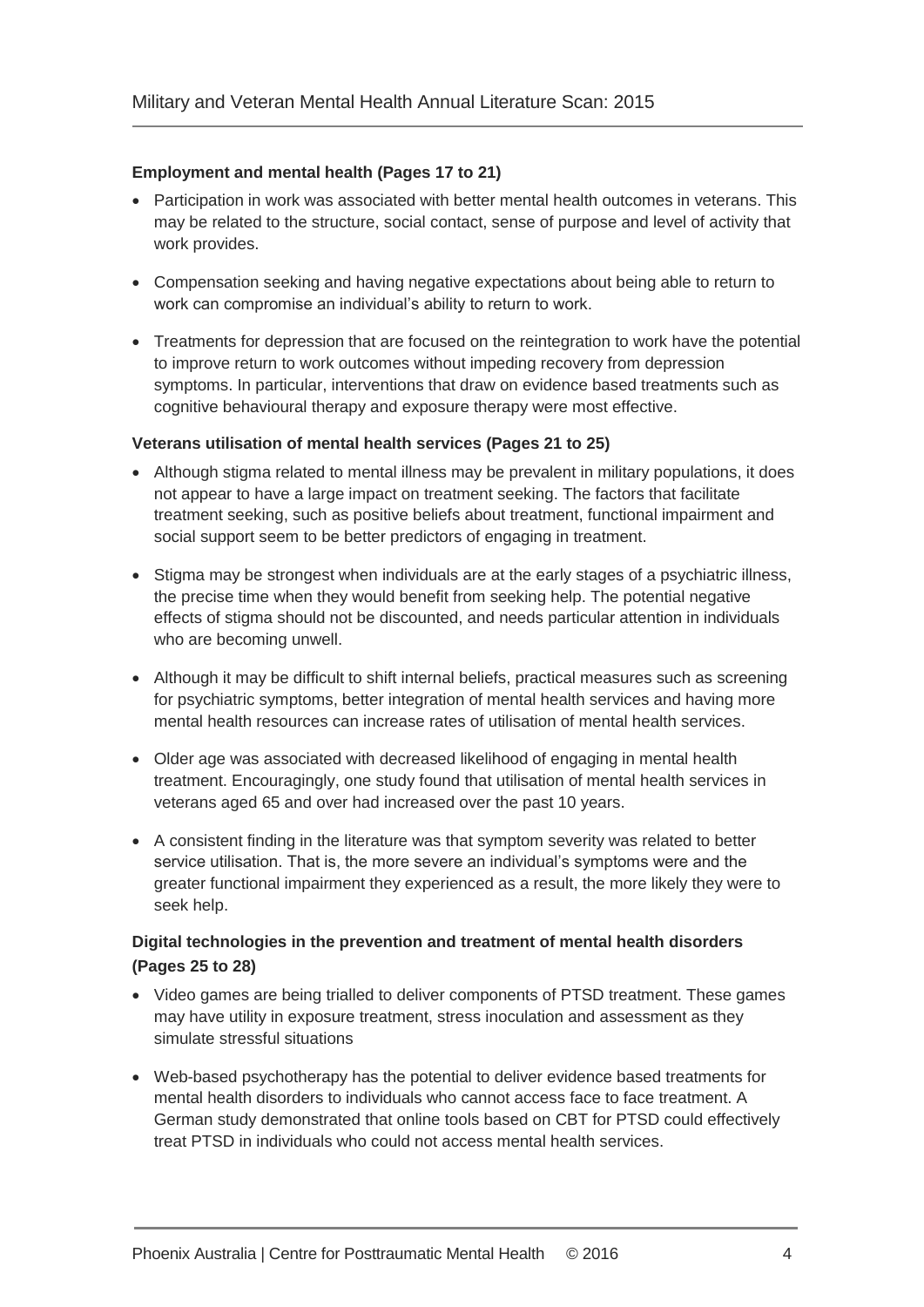**Employment and mental health (Pages 17 to 21)**

- Participation in work was associated with better mental health outcomes in veterans. This may be related to the structure, social contact, sense of purpose and level of activity that work provides.
- Compensation seeking and having negative expectations about being able to return to work can compromise an individual's ability to return to work.
- Treatments for depression that are focused on the reintegration to work have the potential to improve return to work outcomes without impeding recovery from depression symptoms. In particular, interventions that draw on evidence based treatments such as cognitive behavioural therapy and exposure therapy were most effective.

**Veterans utilisation of mental health services (Pages 21 to 25)**

- Although stigma related to mental illness may be prevalent in military populations, it does not appear to have a large impact on treatment seeking. The factors that facilitate treatment seeking, such as positive beliefs about treatment, functional impairment and social support seem to be better predictors of engaging in treatment.
- Stigma may be strongest when individuals are at the early stages of a psychiatric illness, the precise time when they would benefit from seeking help. The potential negative effects of stigma should not be discounted, and needs particular attention in individuals who are becoming unwell.
- Although it may be difficult to shift internal beliefs, practical measures such as screening for psychiatric symptoms, better integration of mental health services and having more mental health resources can increase rates of utilisation of mental health services.
- Older age was associated with decreased likelihood of engaging in mental health treatment. Encouragingly, one study found that utilisation of mental health services in veterans aged 65 and over had increased over the past 10 years.
- A consistent finding in the literature was that symptom severity was related to better service utilisation. That is, the more severe an individual's symptoms were and the greater functional impairment they experienced as a result, the more likely they were to seek help.

**Digital technologies in the prevention and treatment of mental health disorders (Pages 25 to 28)**

- Video games are being trialled to deliver components of PTSD treatment. These games may have utility in exposure treatment, stress inoculation and assessment as they simulate stressful situations
- Web-based psychotherapy has the potential to deliver evidence based treatments for mental health disorders to individuals who cannot access face to face treatment. A German study demonstrated that online tools based on CBT for PTSD could effectively treat PTSD in individuals who could not access mental health services.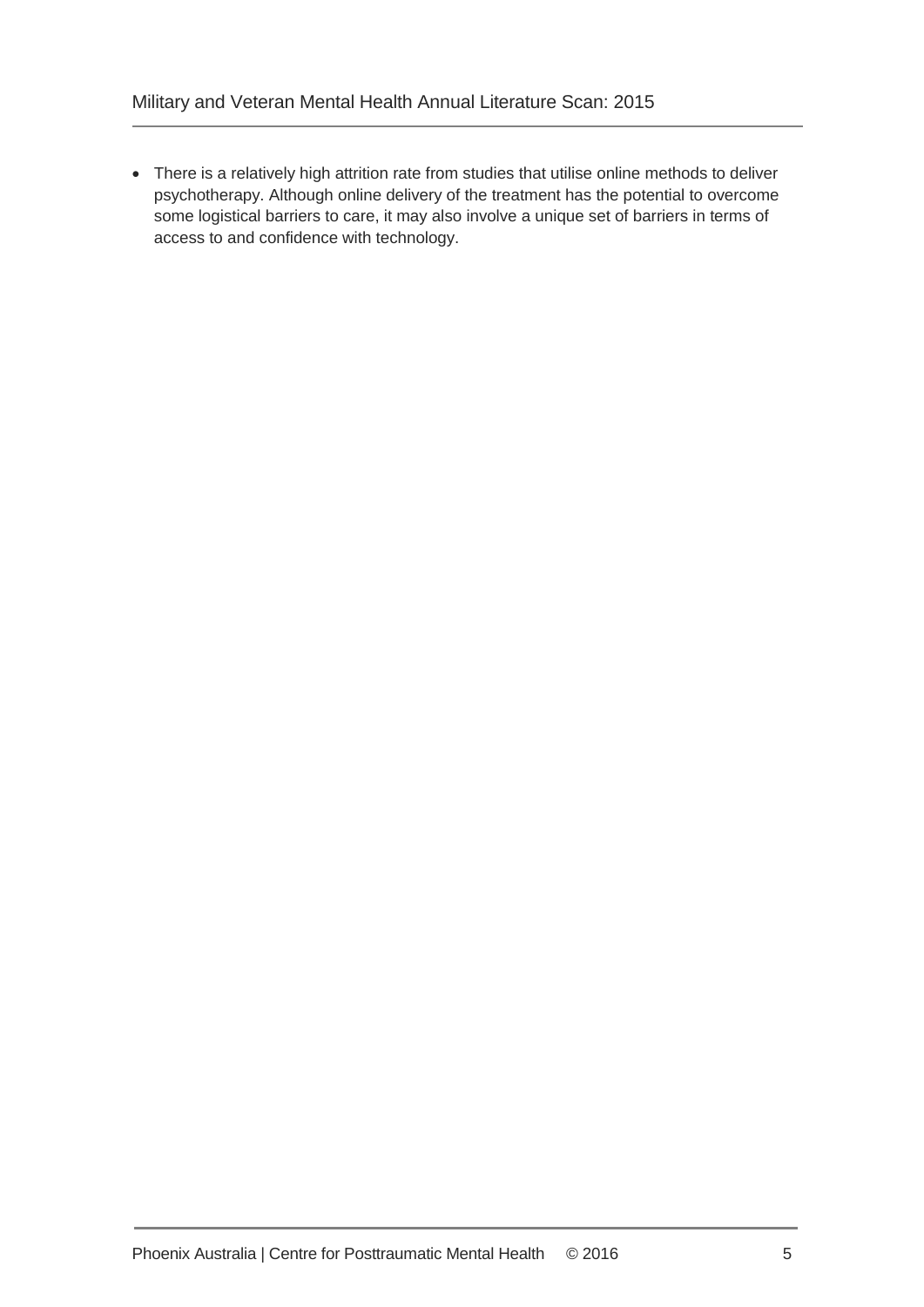- There is a relatively high attrition rate from studies that utilise online methods to deliver psychotherapy. Although online delivery of the treatment has the potential to overcome some logistical barriers to care, it may also involve a unique set of barriers in terms of access to and confidence with technology.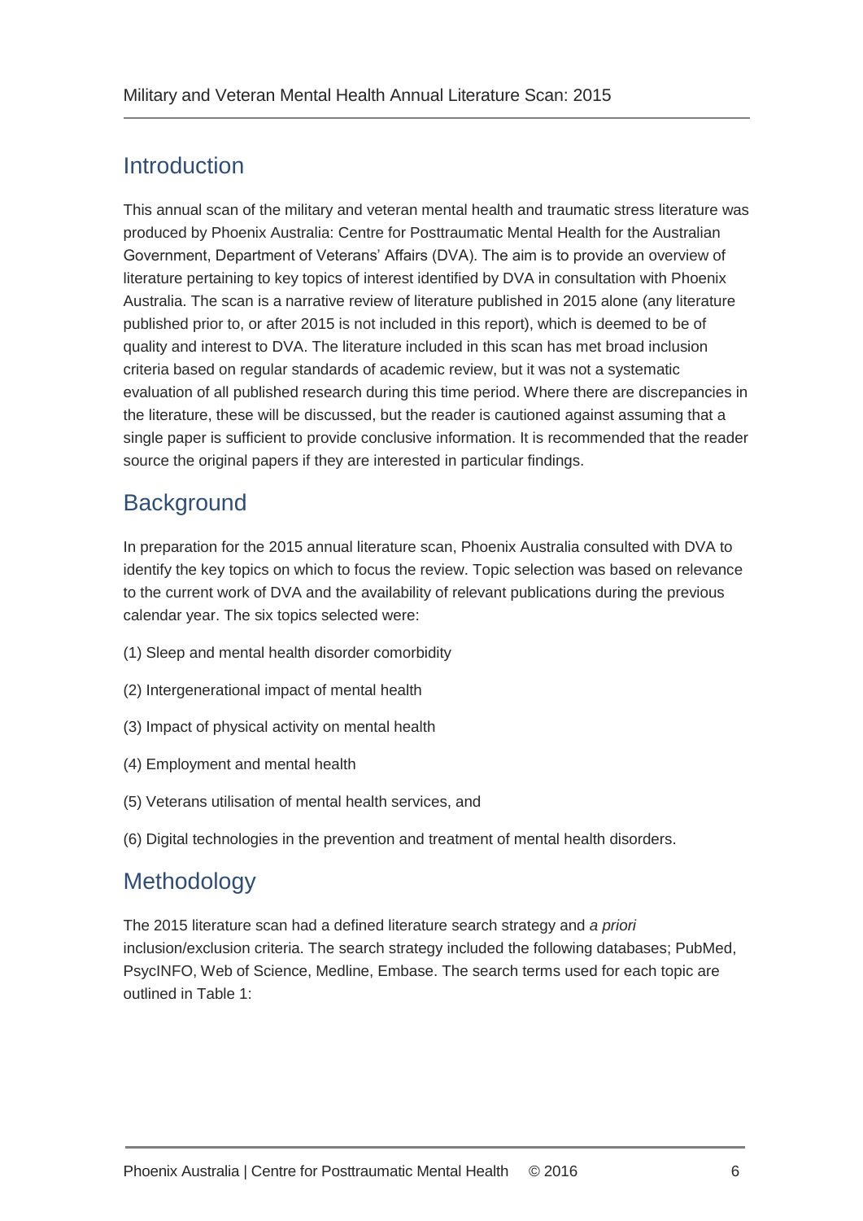## Introduction

This annual scan of the military and veteran mental health and traumatic stress literature was produced by Phoenix Australia: Centre for Posttraumatic Mental Health for the Australian Government, Department of Veterans' Affairs (DVA). The aim is to provide an overview of literature pertaining to key topics of interest identified by DVA in consultation with Phoenix Australia. The scan is a narrative review of literature published in 2015 alone (any literature published prior to, or after 2015 is not included in this report), which is deemed to be of quality and interest to DVA. The literature included in this scan has met broad inclusion criteria based on regular standards of academic review, but it was not a systematic evaluation of all published research during this time period. Where there are discrepancies in the literature, these will be discussed, but the reader is cautioned against assuming that a single paper is sufficient to provide conclusive information. It is recommended that the reader source the original papers if they are interested in particular findings.

## Background

In preparation for the 2015 annual literature scan, Phoenix Australia consulted with DVA to identify the key topics on which to focus the review. Topic selection was based on relevance to the current work of DVA and the availability of relevant publications during the previous calendar year. The six topics selected were:

(1) Sleep and mental health disorder comorbidity

(2) Intergenerational impact of mental health

(3) Impact of physical activity on mental health

(4) Employment and mental health

(5) Veterans utilisation of mental health services, and

(6) Digital technologies in the prevention and treatment of mental health disorders.

## Methodology

The 2015 literature scan had a defined literature search strategy and *a priori* inclusion/exclusion criteria. The search strategy included the following databases; PubMed, PsycINFO, Web of Science, Medline, Embase. The search terms used for each topic are outlined in Table 1: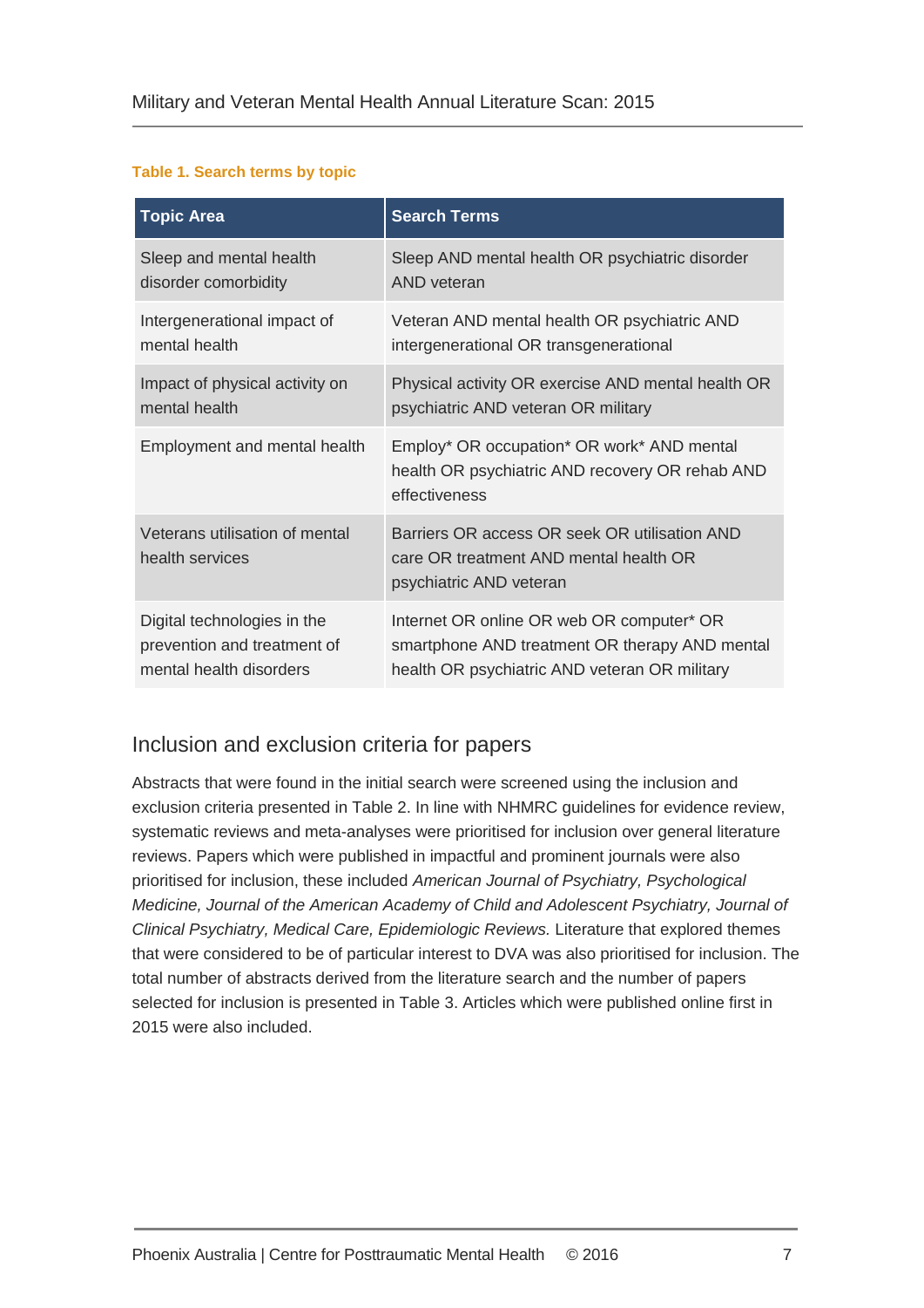**Table 1. Search terms by topic**

| Topic Area | Search Terms |
|---|---|
| Sleep and mental health disorder comorbidity | Sleep AND mental health OR psychiatric disorder AND veteran |
| Intergenerational impact of mental health | Veteran AND mental health OR psychiatric AND intergenerational OR transgenerational |
| Impact of physical activity on mental health | Physical activity OR exercise AND mental health OR psychiatric AND veteran OR military |
| Employment and mental health | Employ* OR occupation* OR work* AND mental health OR psychiatric AND recovery OR rehab AND effectiveness |
| Veterans utilisation of mental health services | Barriers OR access OR seek OR utilisation AND care OR treatment AND mental health OR psychiatric AND veteran |
| Digital technologies in the prevention and treatment of mental health disorders | Internet OR online OR web OR computer* OR smartphone AND treatment OR therapy AND mental health OR psychiatric AND veteran OR military |

## Inclusion and exclusion criteria for papers

Abstracts that were found in the initial search were screened using the inclusion and exclusion criteria presented in Table 2. In line with NHMRC guidelines for evidence review, systematic reviews and meta-analyses were prioritised for inclusion over general literature reviews. Papers which were published in impactful and prominent journals were also prioritised for inclusion, these included *American Journal of Psychiatry, Psychological Medicine, Journal of the American Academy of Child and Adolescent Psychiatry, Journal of Clinical Psychiatry, Medical Care, Epidemiologic Reviews.* Literature that explored themes that were considered to be of particular interest to DVA was also prioritised for inclusion. The total number of abstracts derived from the literature search and the number of papers selected for inclusion is presented in Table 3. Articles which were published online first in 2015 were also included.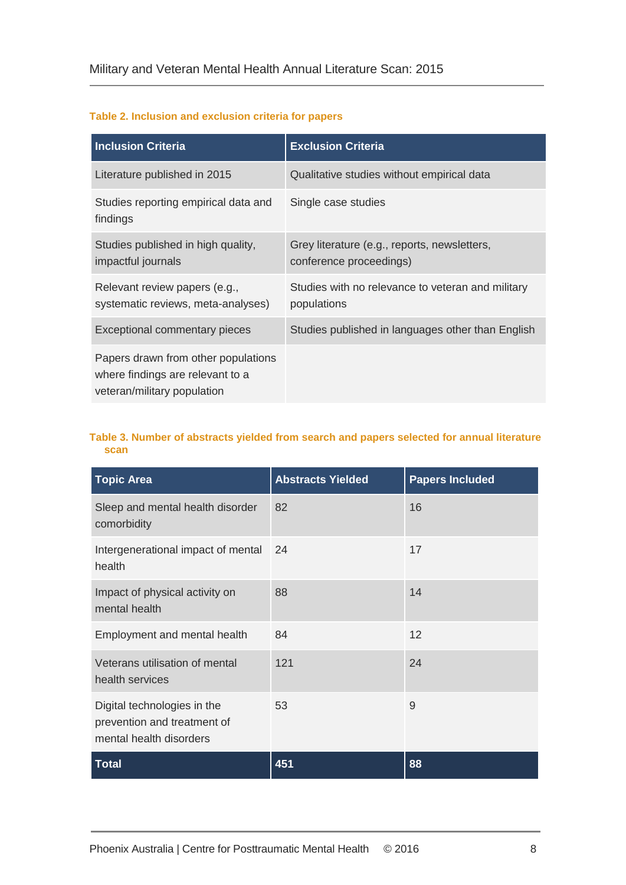**Table 2. Inclusion and exclusion criteria for papers**

| Inclusion Criteria | Exclusion Criteria |
|---|---|
| Literature published in 2015 | Qualitative studies without empirical data |
| Studies reporting empirical data and findings | Single case studies |
| Studies published in high quality, impactful journals | Grey literature (e.g., reports, newsletters, conference proceedings) |
| Relevant review papers (e.g., systematic reviews, meta-analyses) | Studies with no relevance to veteran and military populations |
| Exceptional commentary pieces | Studies published in languages other than English |
| Papers drawn from other populations where findings are relevant to a veteran/military population | |

**Table 3. Number of abstracts yielded from search and papers selected for annual literature scan**

| Topic Area | Abstracts Yielded | Papers Included |
|---|---|---|
| Sleep and mental health disorder comorbidity | 82 | 16 |
| Intergenerational impact of mental health | 24 | 17 |
| Impact of physical activity on mental health | 88 | 14 |
| Employment and mental health | 84 | 12 |
| Veterans utilisation of mental health services | 121 | 24 |
| Digital technologies in the prevention and treatment of mental health disorders | 53 | 9 |
| **Total** | **451** | **88** |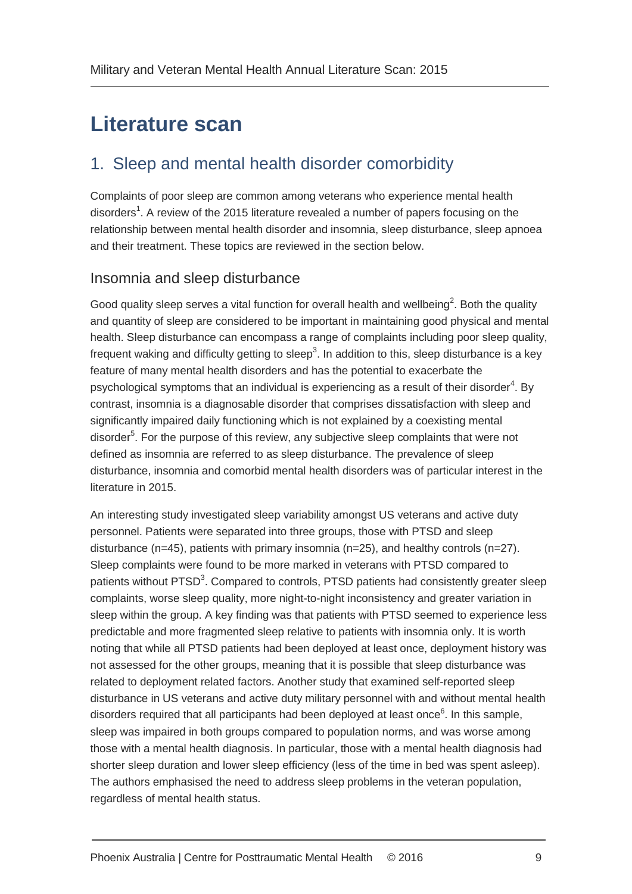# Literature scan

## 1. Sleep and mental health disorder comorbidity

Complaints of poor sleep are common among veterans who experience mental health disorders[1]. A review of the 2015 literature revealed a number of papers focusing on the relationship between mental health disorder and insomnia, sleep disturbance, sleep apnoea and their treatment. These topics are reviewed in the section below.

### Insomnia and sleep disturbance

Good quality sleep serves a vital function for overall health and wellbeing[2]. Both the quality and quantity of sleep are considered to be important in maintaining good physical and mental health. Sleep disturbance can encompass a range of complaints including poor sleep quality, frequent waking and difficulty getting to sleep[3]. In addition to this, sleep disturbance is a key feature of many mental health disorders and has the potential to exacerbate the psychological symptoms that an individual is experiencing as a result of their disorder[4]. By contrast, insomnia is a diagnosable disorder that comprises dissatisfaction with sleep and significantly impaired daily functioning which is not explained by a coexisting mental disorder[5]. For the purpose of this review, any subjective sleep complaints that were not defined as insomnia are referred to as sleep disturbance. The prevalence of sleep disturbance, insomnia and comorbid mental health disorders was of particular interest in the literature in 2015.

An interesting study investigated sleep variability amongst US veterans and active duty personnel. Patients were separated into three groups, those with PTSD and sleep disturbance (n=45), patients with primary insomnia (n=25), and healthy controls (n=27). Sleep complaints were found to be more marked in veterans with PTSD compared to patients without PTSD[3]. Compared to controls, PTSD patients had consistently greater sleep complaints, worse sleep quality, more night-to-night inconsistency and greater variation in sleep within the group. A key finding was that patients with PTSD seemed to experience less predictable and more fragmented sleep relative to patients with insomnia only. It is worth noting that while all PTSD patients had been deployed at least once, deployment history was not assessed for the other groups, meaning that it is possible that sleep disturbance was related to deployment related factors. Another study that examined self-reported sleep disturbance in US veterans and active duty military personnel with and without mental health disorders required that all participants had been deployed at least once[6]. In this sample, sleep was impaired in both groups compared to population norms, and was worse among those with a mental health diagnosis. In particular, those with a mental health diagnosis had shorter sleep duration and lower sleep efficiency (less of the time in bed was spent asleep). The authors emphasised the need to address sleep problems in the veteran population, regardless of mental health status.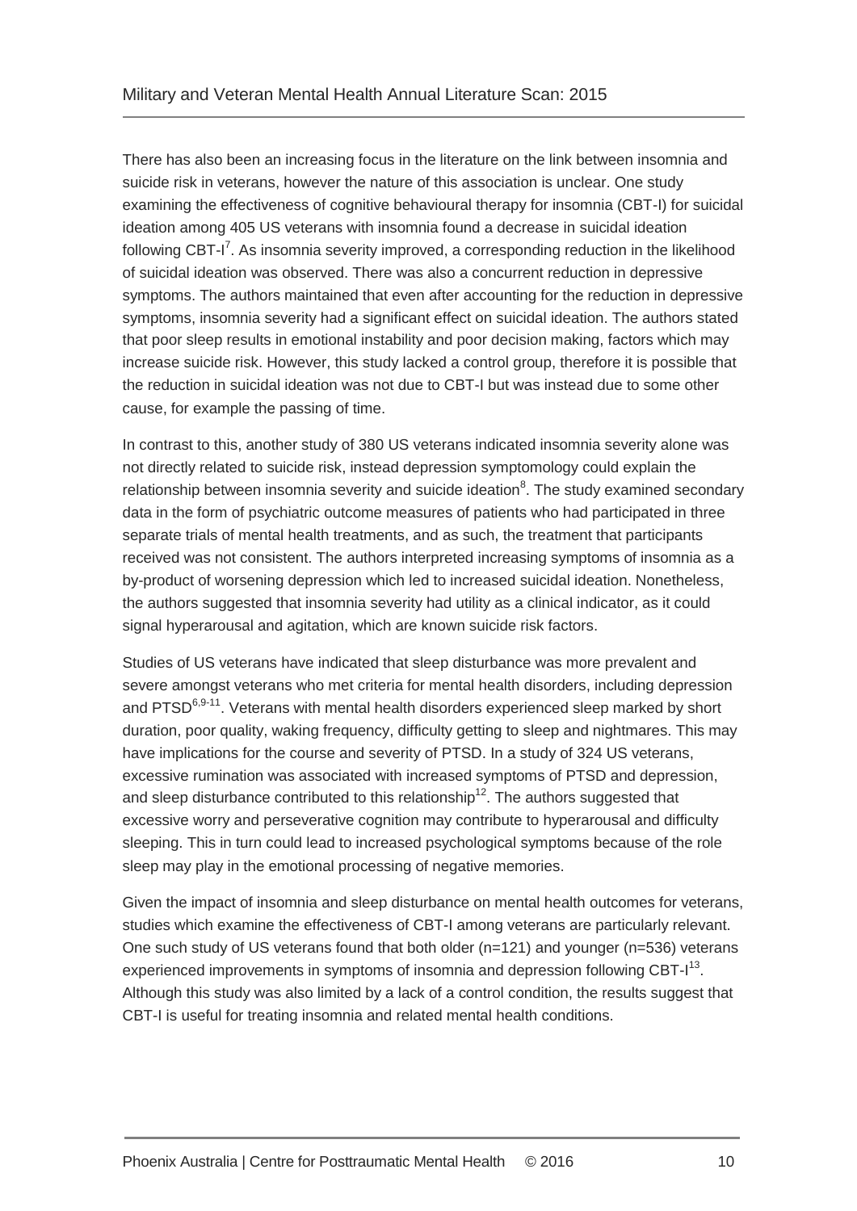There has also been an increasing focus in the literature on the link between insomnia and suicide risk in veterans, however the nature of this association is unclear. One study examining the effectiveness of cognitive behavioural therapy for insomnia (CBT-I) for suicidal ideation among 405 US veterans with insomnia found a decrease in suicidal ideation following CBT-I[7]. As insomnia severity improved, a corresponding reduction in the likelihood of suicidal ideation was observed. There was also a concurrent reduction in depressive symptoms. The authors maintained that even after accounting for the reduction in depressive symptoms, insomnia severity had a significant effect on suicidal ideation. The authors stated that poor sleep results in emotional instability and poor decision making, factors which may increase suicide risk. However, this study lacked a control group, therefore it is possible that the reduction in suicidal ideation was not due to CBT-I but was instead due to some other cause, for example the passing of time.

In contrast to this, another study of 380 US veterans indicated insomnia severity alone was not directly related to suicide risk, instead depression symptomology could explain the relationship between insomnia severity and suicide ideation[8]. The study examined secondary data in the form of psychiatric outcome measures of patients who had participated in three separate trials of mental health treatments, and as such, the treatment that participants received was not consistent. The authors interpreted increasing symptoms of insomnia as a by-product of worsening depression which led to increased suicidal ideation. Nonetheless, the authors suggested that insomnia severity had utility as a clinical indicator, as it could signal hyperarousal and agitation, which are known suicide risk factors.

Studies of US veterans have indicated that sleep disturbance was more prevalent and severe amongst veterans who met criteria for mental health disorders, including depression and PTSD[6,9-11]. Veterans with mental health disorders experienced sleep marked by short duration, poor quality, waking frequency, difficulty getting to sleep and nightmares. This may have implications for the course and severity of PTSD. In a study of 324 US veterans, excessive rumination was associated with increased symptoms of PTSD and depression, and sleep disturbance contributed to this relationship[12]. The authors suggested that excessive worry and perseverative cognition may contribute to hyperarousal and difficulty sleeping. This in turn could lead to increased psychological symptoms because of the role sleep may play in the emotional processing of negative memories.

Given the impact of insomnia and sleep disturbance on mental health outcomes for veterans, studies which examine the effectiveness of CBT-I among veterans are particularly relevant. One such study of US veterans found that both older (n=121) and younger (n=536) veterans experienced improvements in symptoms of insomnia and depression following CBT-I[13]. Although this study was also limited by a lack of a control condition, the results suggest that CBT-I is useful for treating insomnia and related mental health conditions.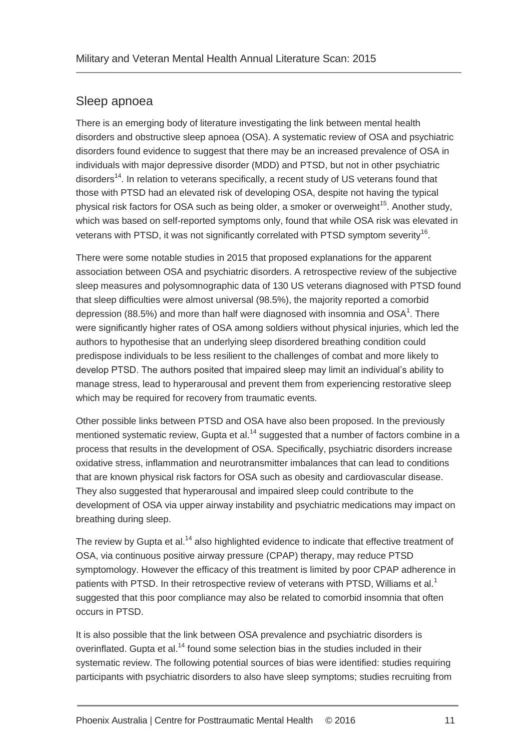## Sleep apnoea

There is an emerging body of literature investigating the link between mental health disorders and obstructive sleep apnoea (OSA). A systematic review of OSA and psychiatric disorders found evidence to suggest that there may be an increased prevalence of OSA in individuals with major depressive disorder (MDD) and PTSD, but not in other psychiatric disorders[14]. In relation to veterans specifically, a recent study of US veterans found that those with PTSD had an elevated risk of developing OSA, despite not having the typical physical risk factors for OSA such as being older, a smoker or overweight[15]. Another study, which was based on self-reported symptoms only, found that while OSA risk was elevated in veterans with PTSD, it was not significantly correlated with PTSD symptom severity[16].

There were some notable studies in 2015 that proposed explanations for the apparent association between OSA and psychiatric disorders. A retrospective review of the subjective sleep measures and polysomnographic data of 130 US veterans diagnosed with PTSD found that sleep difficulties were almost universal (98.5%), the majority reported a comorbid depression (88.5%) and more than half were diagnosed with insomnia and OSA[1]. There were significantly higher rates of OSA among soldiers without physical injuries, which led the authors to hypothesise that an underlying sleep disordered breathing condition could predispose individuals to be less resilient to the challenges of combat and more likely to develop PTSD. The authors posited that impaired sleep may limit an individual's ability to manage stress, lead to hyperarousal and prevent them from experiencing restorative sleep which may be required for recovery from traumatic events.

Other possible links between PTSD and OSA have also been proposed. In the previously mentioned systematic review, Gupta et al.[14] suggested that a number of factors combine in a process that results in the development of OSA. Specifically, psychiatric disorders increase oxidative stress, inflammation and neurotransmitter imbalances that can lead to conditions that are known physical risk factors for OSA such as obesity and cardiovascular disease. They also suggested that hyperarousal and impaired sleep could contribute to the development of OSA via upper airway instability and psychiatric medications may impact on breathing during sleep.

The review by Gupta et al.[14] also highlighted evidence to indicate that effective treatment of OSA, via continuous positive airway pressure (CPAP) therapy, may reduce PTSD symptomology. However the efficacy of this treatment is limited by poor CPAP adherence in patients with PTSD. In their retrospective review of veterans with PTSD, Williams et al.[1] suggested that this poor compliance may also be related to comorbid insomnia that often occurs in PTSD.

It is also possible that the link between OSA prevalence and psychiatric disorders is overinflated. Gupta et al.[14] found some selection bias in the studies included in their systematic review. The following potential sources of bias were identified: studies requiring participants with psychiatric disorders to also have sleep symptoms; studies recruiting from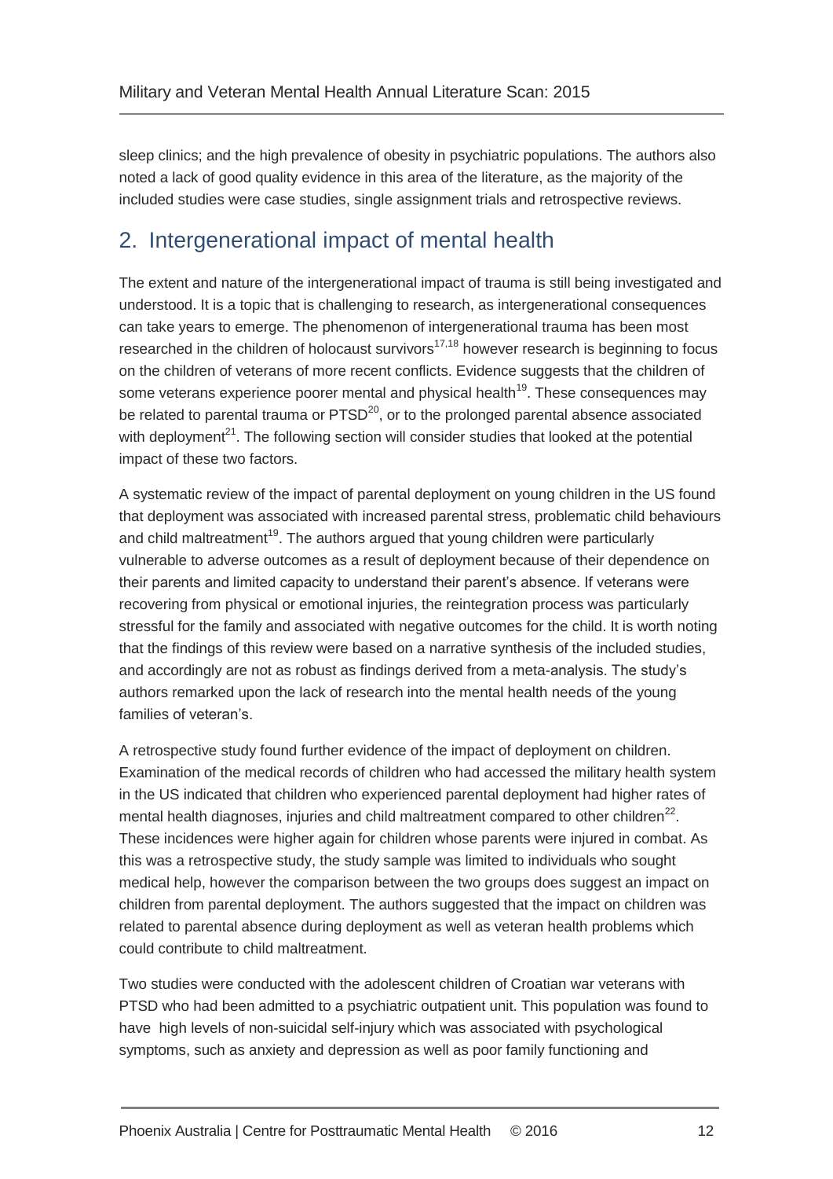sleep clinics; and the high prevalence of obesity in psychiatric populations. The authors also noted a lack of good quality evidence in this area of the literature, as the majority of the included studies were case studies, single assignment trials and retrospective reviews.

## 2. Intergenerational impact of mental health

The extent and nature of the intergenerational impact of trauma is still being investigated and understood. It is a topic that is challenging to research, as intergenerational consequences can take years to emerge. The phenomenon of intergenerational trauma has been most researched in the children of holocaust survivors[17,18] however research is beginning to focus on the children of veterans of more recent conflicts. Evidence suggests that the children of some veterans experience poorer mental and physical health[19]. These consequences may be related to parental trauma or PTSD[20], or to the prolonged parental absence associated with deployment[21]. The following section will consider studies that looked at the potential impact of these two factors.

A systematic review of the impact of parental deployment on young children in the US found that deployment was associated with increased parental stress, problematic child behaviours and child maltreatment[19]. The authors argued that young children were particularly vulnerable to adverse outcomes as a result of deployment because of their dependence on their parents and limited capacity to understand their parent's absence. If veterans were recovering from physical or emotional injuries, the reintegration process was particularly stressful for the family and associated with negative outcomes for the child. It is worth noting that the findings of this review were based on a narrative synthesis of the included studies, and accordingly are not as robust as findings derived from a meta-analysis. The study's authors remarked upon the lack of research into the mental health needs of the young families of veteran's.

A retrospective study found further evidence of the impact of deployment on children. Examination of the medical records of children who had accessed the military health system in the US indicated that children who experienced parental deployment had higher rates of mental health diagnoses, injuries and child maltreatment compared to other children[22]. These incidences were higher again for children whose parents were injured in combat. As this was a retrospective study, the study sample was limited to individuals who sought medical help, however the comparison between the two groups does suggest an impact on children from parental deployment. The authors suggested that the impact on children was related to parental absence during deployment as well as veteran health problems which could contribute to child maltreatment.

Two studies were conducted with the adolescent children of Croatian war veterans with PTSD who had been admitted to a psychiatric outpatient unit. This population was found to have high levels of non-suicidal self-injury which was associated with psychological symptoms, such as anxiety and depression as well as poor family functioning and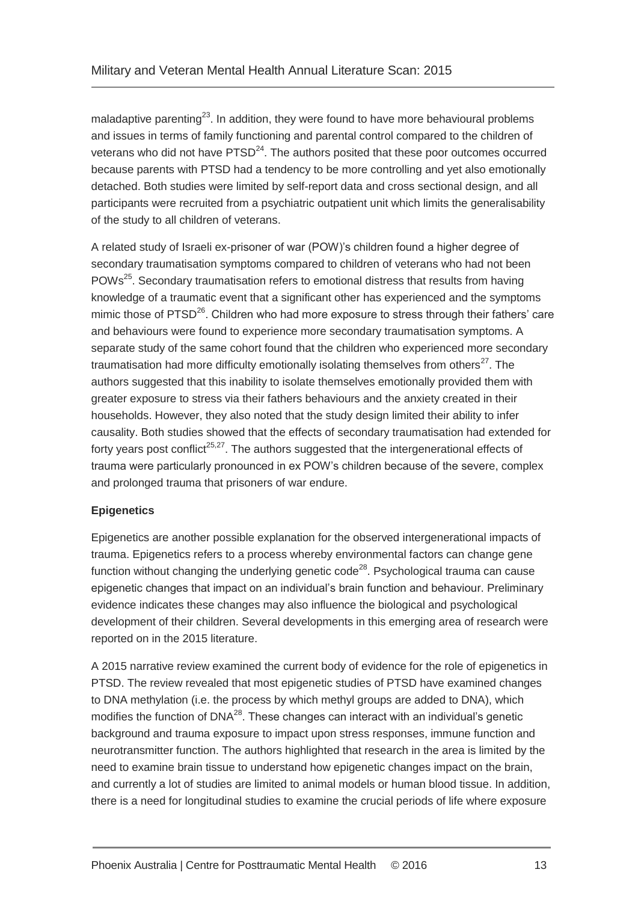maladaptive parenting[23]. In addition, they were found to have more behavioural problems and issues in terms of family functioning and parental control compared to the children of veterans who did not have PTSD[24]. The authors posited that these poor outcomes occurred because parents with PTSD had a tendency to be more controlling and yet also emotionally detached. Both studies were limited by self-report data and cross sectional design, and all participants were recruited from a psychiatric outpatient unit which limits the generalisability of the study to all children of veterans.

A related study of Israeli ex-prisoner of war (POW)'s children found a higher degree of secondary traumatisation symptoms compared to children of veterans who had not been POWs[25]. Secondary traumatisation refers to emotional distress that results from having knowledge of a traumatic event that a significant other has experienced and the symptoms mimic those of PTSD[26]. Children who had more exposure to stress through their fathers' care and behaviours were found to experience more secondary traumatisation symptoms. A separate study of the same cohort found that the children who experienced more secondary traumatisation had more difficulty emotionally isolating themselves from others[27]. The authors suggested that this inability to isolate themselves emotionally provided them with greater exposure to stress via their fathers behaviours and the anxiety created in their households. However, they also noted that the study design limited their ability to infer causality. Both studies showed that the effects of secondary traumatisation had extended for forty years post conflict[25,27]. The authors suggested that the intergenerational effects of trauma were particularly pronounced in ex POW's children because of the severe, complex and prolonged trauma that prisoners of war endure.

**Epigenetics**

Epigenetics are another possible explanation for the observed intergenerational impacts of trauma. Epigenetics refers to a process whereby environmental factors can change gene function without changing the underlying genetic code[28]. Psychological trauma can cause epigenetic changes that impact on an individual's brain function and behaviour. Preliminary evidence indicates these changes may also influence the biological and psychological development of their children. Several developments in this emerging area of research were reported on in the 2015 literature.

A 2015 narrative review examined the current body of evidence for the role of epigenetics in PTSD. The review revealed that most epigenetic studies of PTSD have examined changes to DNA methylation (i.e. the process by which methyl groups are added to DNA), which modifies the function of DNA[28]. These changes can interact with an individual's genetic background and trauma exposure to impact upon stress responses, immune function and neurotransmitter function. The authors highlighted that research in the area is limited by the need to examine brain tissue to understand how epigenetic changes impact on the brain, and currently a lot of studies are limited to animal models or human blood tissue. In addition, there is a need for longitudinal studies to examine the crucial periods of life where exposure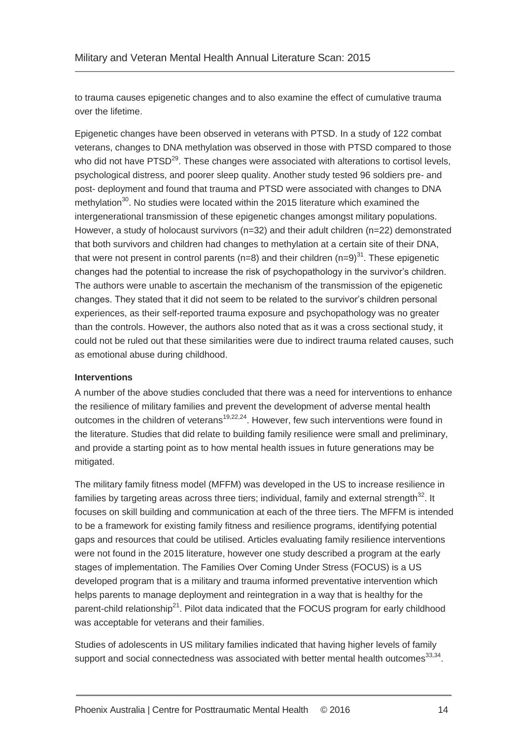to trauma causes epigenetic changes and to also examine the effect of cumulative trauma over the lifetime.

Epigenetic changes have been observed in veterans with PTSD. In a study of 122 combat veterans, changes to DNA methylation was observed in those with PTSD compared to those who did not have PTSD[29]. These changes were associated with alterations to cortisol levels, psychological distress, and poorer sleep quality. Another study tested 96 soldiers pre- and post- deployment and found that trauma and PTSD were associated with changes to DNA methylation[30]. No studies were located within the 2015 literature which examined the intergenerational transmission of these epigenetic changes amongst military populations. However, a study of holocaust survivors (n=32) and their adult children (n=22) demonstrated that both survivors and children had changes to methylation at a certain site of their DNA, that were not present in control parents (n=8) and their children (n=9)[31]. These epigenetic changes had the potential to increase the risk of psychopathology in the survivor's children. The authors were unable to ascertain the mechanism of the transmission of the epigenetic changes. They stated that it did not seem to be related to the survivor's children personal experiences, as their self-reported trauma exposure and psychopathology was no greater than the controls. However, the authors also noted that as it was a cross sectional study, it could not be ruled out that these similarities were due to indirect trauma related causes, such as emotional abuse during childhood.

**Interventions**

A number of the above studies concluded that there was a need for interventions to enhance the resilience of military families and prevent the development of adverse mental health outcomes in the children of veterans[19,22,24]. However, few such interventions were found in the literature. Studies that did relate to building family resilience were small and preliminary, and provide a starting point as to how mental health issues in future generations may be mitigated.

The military family fitness model (MFFM) was developed in the US to increase resilience in families by targeting areas across three tiers; individual, family and external strength[32]. It focuses on skill building and communication at each of the three tiers. The MFFM is intended to be a framework for existing family fitness and resilience programs, identifying potential gaps and resources that could be utilised. Articles evaluating family resilience interventions were not found in the 2015 literature, however one study described a program at the early stages of implementation. The Families Over Coming Under Stress (FOCUS) is a US developed program that is a military and trauma informed preventative intervention which helps parents to manage deployment and reintegration in a way that is healthy for the parent-child relationship[21]. Pilot data indicated that the FOCUS program for early childhood was acceptable for veterans and their families.

Studies of adolescents in US military families indicated that having higher levels of family support and social connectedness was associated with better mental health outcomes[33,34].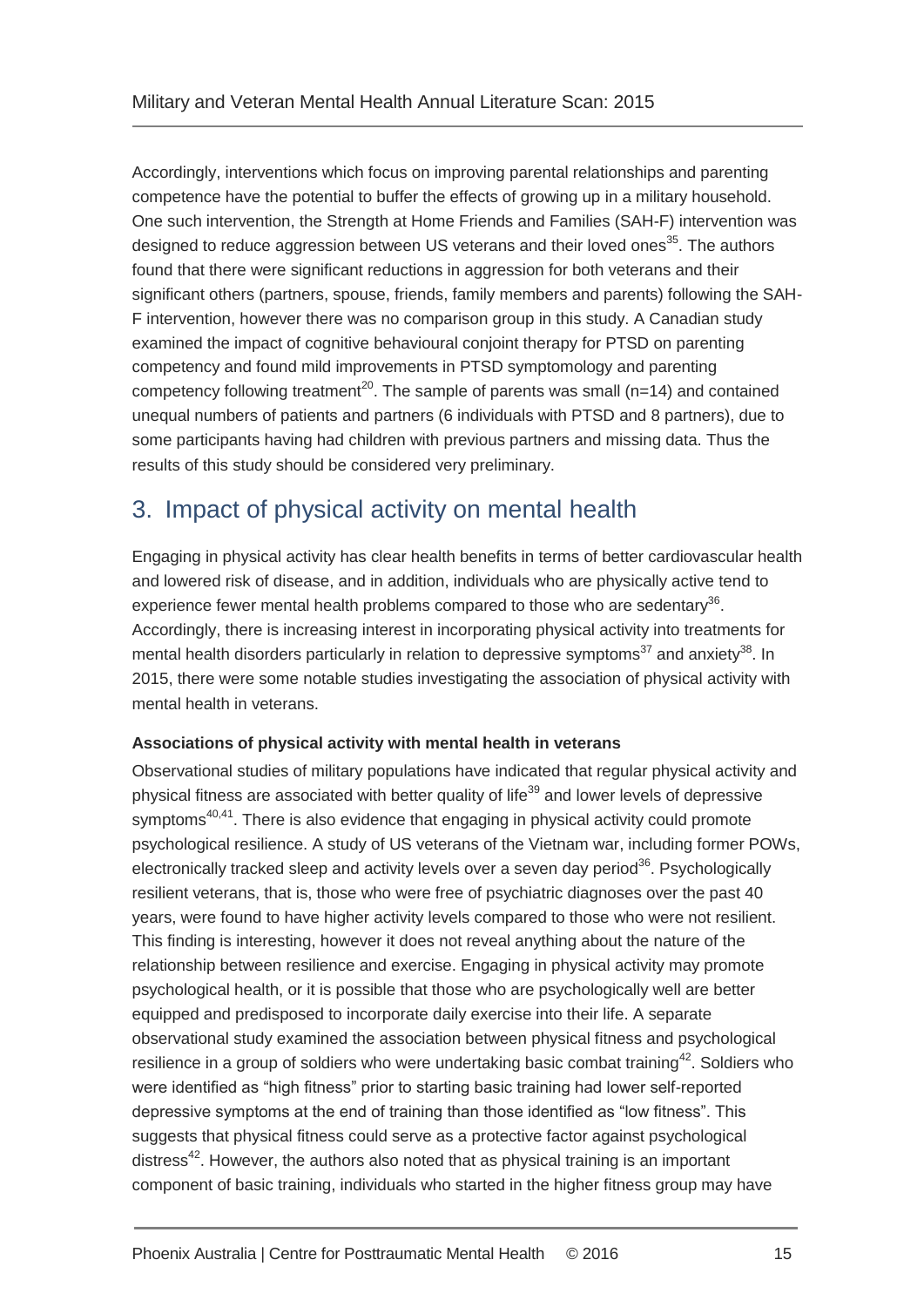Accordingly, interventions which focus on improving parental relationships and parenting competence have the potential to buffer the effects of growing up in a military household. One such intervention, the Strength at Home Friends and Families (SAH-F) intervention was designed to reduce aggression between US veterans and their loved ones[35]. The authors found that there were significant reductions in aggression for both veterans and their significant others (partners, spouse, friends, family members and parents) following the SAH-F intervention, however there was no comparison group in this study. A Canadian study examined the impact of cognitive behavioural conjoint therapy for PTSD on parenting competency and found mild improvements in PTSD symptomology and parenting competency following treatment[20]. The sample of parents was small (n=14) and contained unequal numbers of patients and partners (6 individuals with PTSD and 8 partners), due to some participants having had children with previous partners and missing data. Thus the results of this study should be considered very preliminary.

## 3. Impact of physical activity on mental health

Engaging in physical activity has clear health benefits in terms of better cardiovascular health and lowered risk of disease, and in addition, individuals who are physically active tend to experience fewer mental health problems compared to those who are sedentary[36]. Accordingly, there is increasing interest in incorporating physical activity into treatments for mental health disorders particularly in relation to depressive symptoms[37] and anxiety[38]. In 2015, there were some notable studies investigating the association of physical activity with mental health in veterans.

**Associations of physical activity with mental health in veterans**

Observational studies of military populations have indicated that regular physical activity and physical fitness are associated with better quality of life[39] and lower levels of depressive symptoms[40,41]. There is also evidence that engaging in physical activity could promote psychological resilience. A study of US veterans of the Vietnam war, including former POWs, electronically tracked sleep and activity levels over a seven day period[36]. Psychologically resilient veterans, that is, those who were free of psychiatric diagnoses over the past 40 years, were found to have higher activity levels compared to those who were not resilient. This finding is interesting, however it does not reveal anything about the nature of the relationship between resilience and exercise. Engaging in physical activity may promote psychological health, or it is possible that those who are psychologically well are better equipped and predisposed to incorporate daily exercise into their life. A separate observational study examined the association between physical fitness and psychological resilience in a group of soldiers who were undertaking basic combat training[42]. Soldiers who were identified as "high fitness" prior to starting basic training had lower self-reported depressive symptoms at the end of training than those identified as "low fitness". This suggests that physical fitness could serve as a protective factor against psychological distress[42]. However, the authors also noted that as physical training is an important component of basic training, individuals who started in the higher fitness group may have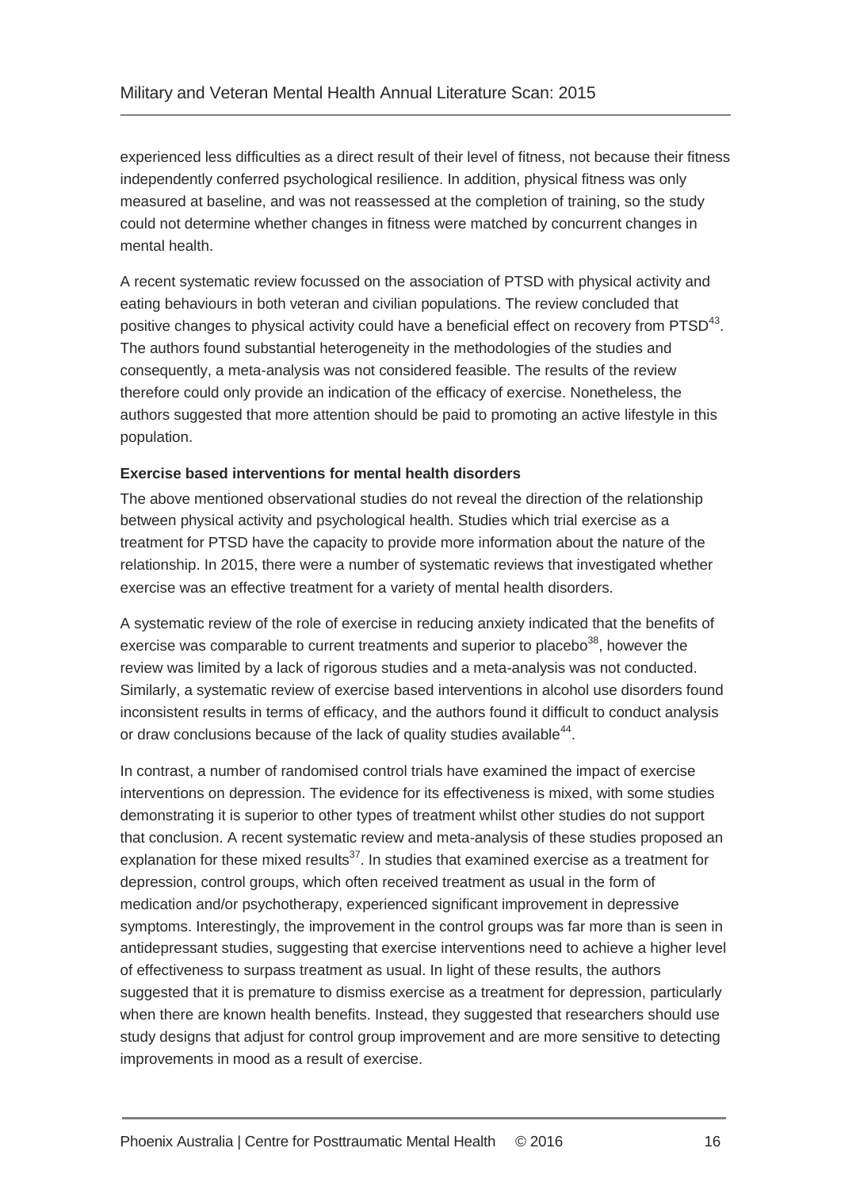experienced less difficulties as a direct result of their level of fitness, not because their fitness independently conferred psychological resilience. In addition, physical fitness was only measured at baseline, and was not reassessed at the completion of training, so the study could not determine whether changes in fitness were matched by concurrent changes in mental health.

A recent systematic review focussed on the association of PTSD with physical activity and eating behaviours in both veteran and civilian populations. The review concluded that positive changes to physical activity could have a beneficial effect on recovery from PTSD[43]. The authors found substantial heterogeneity in the methodologies of the studies and consequently, a meta-analysis was not considered feasible. The results of the review therefore could only provide an indication of the efficacy of exercise. Nonetheless, the authors suggested that more attention should be paid to promoting an active lifestyle in this population.

**Exercise based interventions for mental health disorders**

The above mentioned observational studies do not reveal the direction of the relationship between physical activity and psychological health. Studies which trial exercise as a treatment for PTSD have the capacity to provide more information about the nature of the relationship. In 2015, there were a number of systematic reviews that investigated whether exercise was an effective treatment for a variety of mental health disorders.

A systematic review of the role of exercise in reducing anxiety indicated that the benefits of exercise was comparable to current treatments and superior to placebo[38], however the review was limited by a lack of rigorous studies and a meta-analysis was not conducted. Similarly, a systematic review of exercise based interventions in alcohol use disorders found inconsistent results in terms of efficacy, and the authors found it difficult to conduct analysis or draw conclusions because of the lack of quality studies available[44].

In contrast, a number of randomised control trials have examined the impact of exercise interventions on depression. The evidence for its effectiveness is mixed, with some studies demonstrating it is superior to other types of treatment whilst other studies do not support that conclusion. A recent systematic review and meta-analysis of these studies proposed an explanation for these mixed results[37]. In studies that examined exercise as a treatment for depression, control groups, which often received treatment as usual in the form of medication and/or psychotherapy, experienced significant improvement in depressive symptoms. Interestingly, the improvement in the control groups was far more than is seen in antidepressant studies, suggesting that exercise interventions need to achieve a higher level of effectiveness to surpass treatment as usual. In light of these results, the authors suggested that it is premature to dismiss exercise as a treatment for depression, particularly when there are known health benefits. Instead, they suggested that researchers should use study designs that adjust for control group improvement and are more sensitive to detecting improvements in mood as a result of exercise.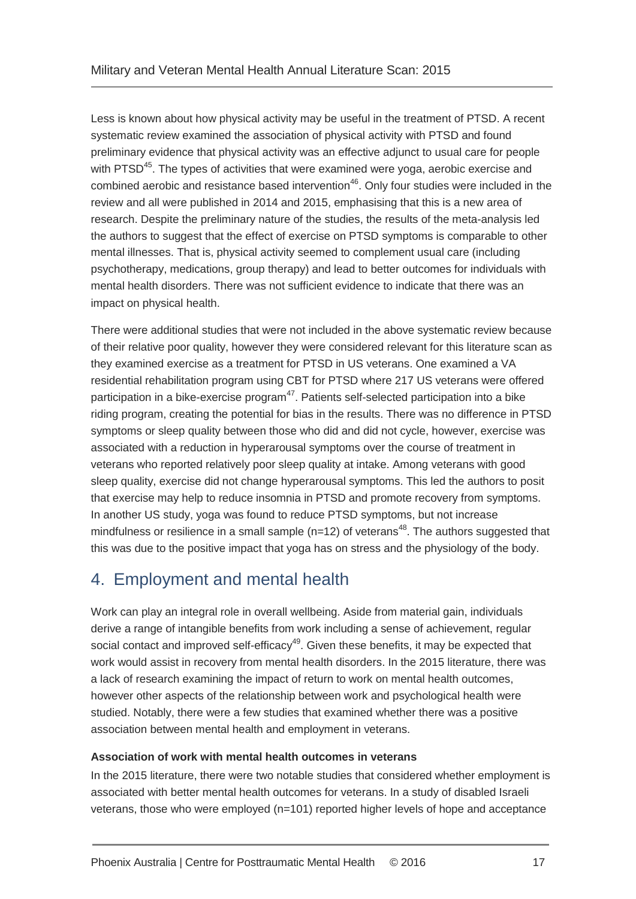Less is known about how physical activity may be useful in the treatment of PTSD. A recent systematic review examined the association of physical activity with PTSD and found preliminary evidence that physical activity was an effective adjunct to usual care for people with PTSD[45]. The types of activities that were examined were yoga, aerobic exercise and combined aerobic and resistance based intervention[46]. Only four studies were included in the review and all were published in 2014 and 2015, emphasising that this is a new area of research. Despite the preliminary nature of the studies, the results of the meta-analysis led the authors to suggest that the effect of exercise on PTSD symptoms is comparable to other mental illnesses. That is, physical activity seemed to complement usual care (including psychotherapy, medications, group therapy) and lead to better outcomes for individuals with mental health disorders. There was not sufficient evidence to indicate that there was an impact on physical health.

There were additional studies that were not included in the above systematic review because of their relative poor quality, however they were considered relevant for this literature scan as they examined exercise as a treatment for PTSD in US veterans. One examined a VA residential rehabilitation program using CBT for PTSD where 217 US veterans were offered participation in a bike-exercise program[47]. Patients self-selected participation into a bike riding program, creating the potential for bias in the results. There was no difference in PTSD symptoms or sleep quality between those who did and did not cycle, however, exercise was associated with a reduction in hyperarousal symptoms over the course of treatment in veterans who reported relatively poor sleep quality at intake. Among veterans with good sleep quality, exercise did not change hyperarousal symptoms. This led the authors to posit that exercise may help to reduce insomnia in PTSD and promote recovery from symptoms. In another US study, yoga was found to reduce PTSD symptoms, but not increase mindfulness or resilience in a small sample (n=12) of veterans[48]. The authors suggested that this was due to the positive impact that yoga has on stress and the physiology of the body.

# 4. Employment and mental health

Work can play an integral role in overall wellbeing. Aside from material gain, individuals derive a range of intangible benefits from work including a sense of achievement, regular social contact and improved self-efficacy[49]. Given these benefits, it may be expected that work would assist in recovery from mental health disorders. In the 2015 literature, there was a lack of research examining the impact of return to work on mental health outcomes, however other aspects of the relationship between work and psychological health were studied. Notably, there were a few studies that examined whether there was a positive association between mental health and employment in veterans.

**Association of work with mental health outcomes in veterans**

In the 2015 literature, there were two notable studies that considered whether employment is associated with better mental health outcomes for veterans. In a study of disabled Israeli veterans, those who were employed (n=101) reported higher levels of hope and acceptance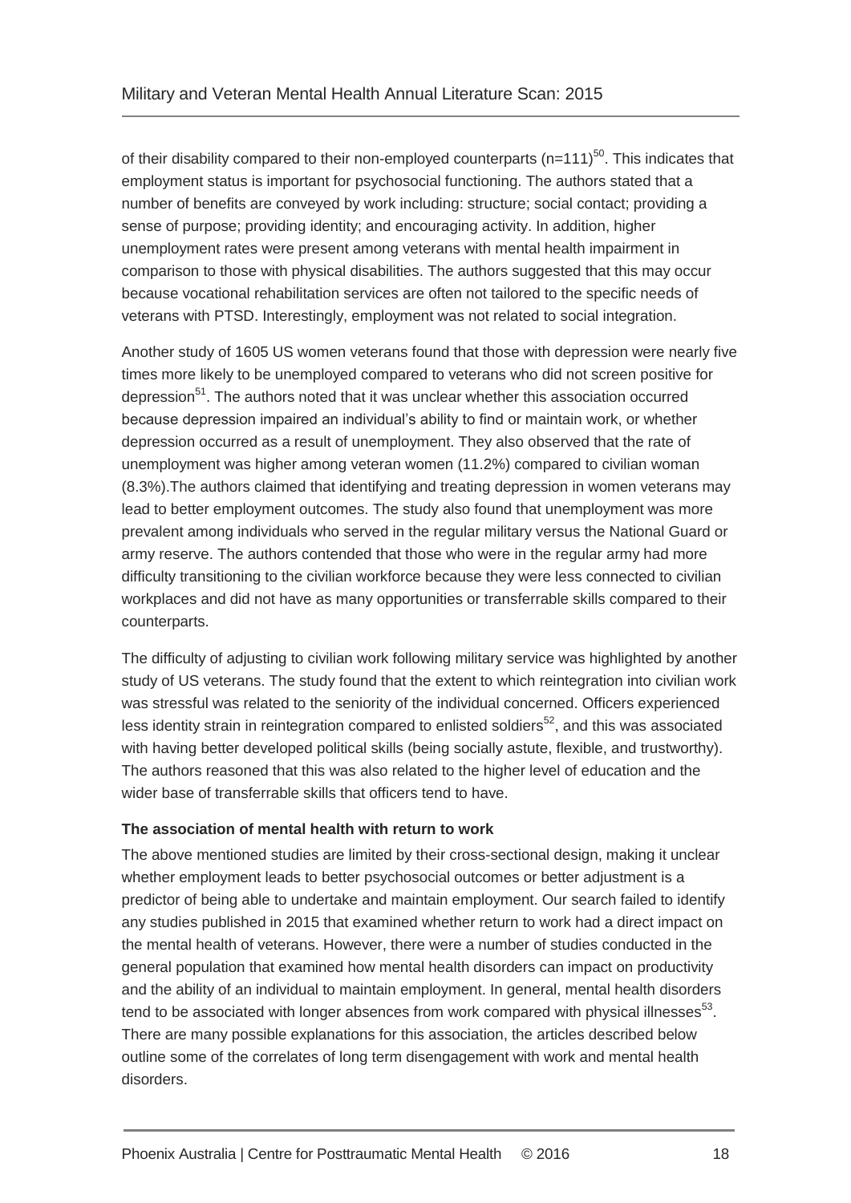of their disability compared to their non-employed counterparts (n=111)[50]. This indicates that employment status is important for psychosocial functioning. The authors stated that a number of benefits are conveyed by work including: structure; social contact; providing a sense of purpose; providing identity; and encouraging activity. In addition, higher unemployment rates were present among veterans with mental health impairment in comparison to those with physical disabilities. The authors suggested that this may occur because vocational rehabilitation services are often not tailored to the specific needs of veterans with PTSD. Interestingly, employment was not related to social integration.

Another study of 1605 US women veterans found that those with depression were nearly five times more likely to be unemployed compared to veterans who did not screen positive for depression[51]. The authors noted that it was unclear whether this association occurred because depression impaired an individual's ability to find or maintain work, or whether depression occurred as a result of unemployment. They also observed that the rate of unemployment was higher among veteran women (11.2%) compared to civilian woman (8.3%).The authors claimed that identifying and treating depression in women veterans may lead to better employment outcomes. The study also found that unemployment was more prevalent among individuals who served in the regular military versus the National Guard or army reserve. The authors contended that those who were in the regular army had more difficulty transitioning to the civilian workforce because they were less connected to civilian workplaces and did not have as many opportunities or transferrable skills compared to their counterparts.

The difficulty of adjusting to civilian work following military service was highlighted by another study of US veterans. The study found that the extent to which reintegration into civilian work was stressful was related to the seniority of the individual concerned. Officers experienced less identity strain in reintegration compared to enlisted soldiers[52], and this was associated with having better developed political skills (being socially astute, flexible, and trustworthy). The authors reasoned that this was also related to the higher level of education and the wider base of transferrable skills that officers tend to have.

**The association of mental health with return to work**

The above mentioned studies are limited by their cross-sectional design, making it unclear whether employment leads to better psychosocial outcomes or better adjustment is a predictor of being able to undertake and maintain employment. Our search failed to identify any studies published in 2015 that examined whether return to work had a direct impact on the mental health of veterans. However, there were a number of studies conducted in the general population that examined how mental health disorders can impact on productivity and the ability of an individual to maintain employment. In general, mental health disorders tend to be associated with longer absences from work compared with physical illnesses[53]. There are many possible explanations for this association, the articles described below outline some of the correlates of long term disengagement with work and mental health disorders.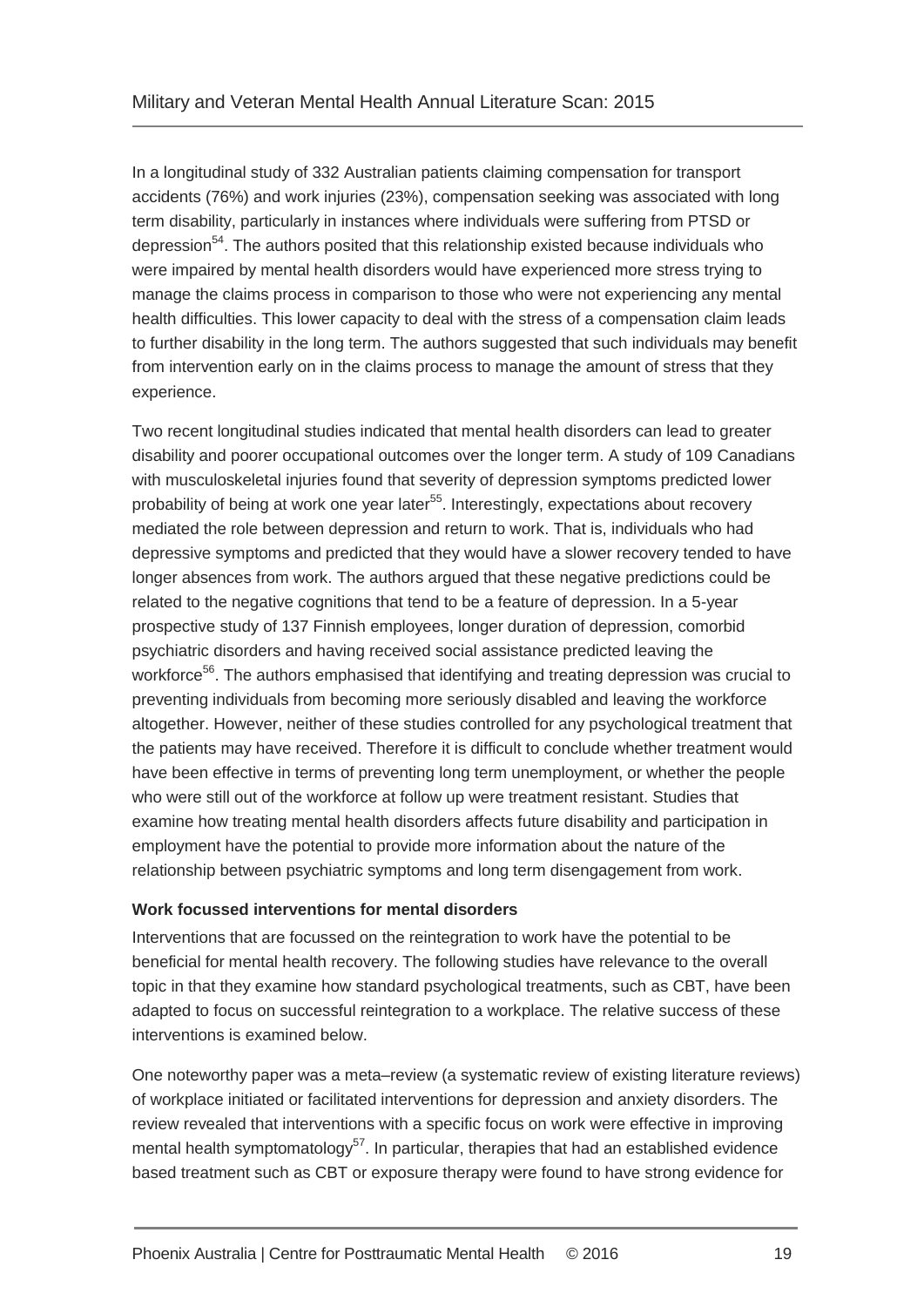In a longitudinal study of 332 Australian patients claiming compensation for transport accidents (76%) and work injuries (23%), compensation seeking was associated with long term disability, particularly in instances where individuals were suffering from PTSD or depression[54]. The authors posited that this relationship existed because individuals who were impaired by mental health disorders would have experienced more stress trying to manage the claims process in comparison to those who were not experiencing any mental health difficulties. This lower capacity to deal with the stress of a compensation claim leads to further disability in the long term. The authors suggested that such individuals may benefit from intervention early on in the claims process to manage the amount of stress that they experience.

Two recent longitudinal studies indicated that mental health disorders can lead to greater disability and poorer occupational outcomes over the longer term. A study of 109 Canadians with musculoskeletal injuries found that severity of depression symptoms predicted lower probability of being at work one year later[55]. Interestingly, expectations about recovery mediated the role between depression and return to work. That is, individuals who had depressive symptoms and predicted that they would have a slower recovery tended to have longer absences from work. The authors argued that these negative predictions could be related to the negative cognitions that tend to be a feature of depression. In a 5-year prospective study of 137 Finnish employees, longer duration of depression, comorbid psychiatric disorders and having received social assistance predicted leaving the workforce[56]. The authors emphasised that identifying and treating depression was crucial to preventing individuals from becoming more seriously disabled and leaving the workforce altogether. However, neither of these studies controlled for any psychological treatment that the patients may have received. Therefore it is difficult to conclude whether treatment would have been effective in terms of preventing long term unemployment, or whether the people who were still out of the workforce at follow up were treatment resistant. Studies that examine how treating mental health disorders affects future disability and participation in employment have the potential to provide more information about the nature of the relationship between psychiatric symptoms and long term disengagement from work.

**Work focussed interventions for mental disorders**

Interventions that are focussed on the reintegration to work have the potential to be beneficial for mental health recovery. The following studies have relevance to the overall topic in that they examine how standard psychological treatments, such as CBT, have been adapted to focus on successful reintegration to a workplace. The relative success of these interventions is examined below.

One noteworthy paper was a meta–review (a systematic review of existing literature reviews) of workplace initiated or facilitated interventions for depression and anxiety disorders. The review revealed that interventions with a specific focus on work were effective in improving mental health symptomatology[57]. In particular, therapies that had an established evidence based treatment such as CBT or exposure therapy were found to have strong evidence for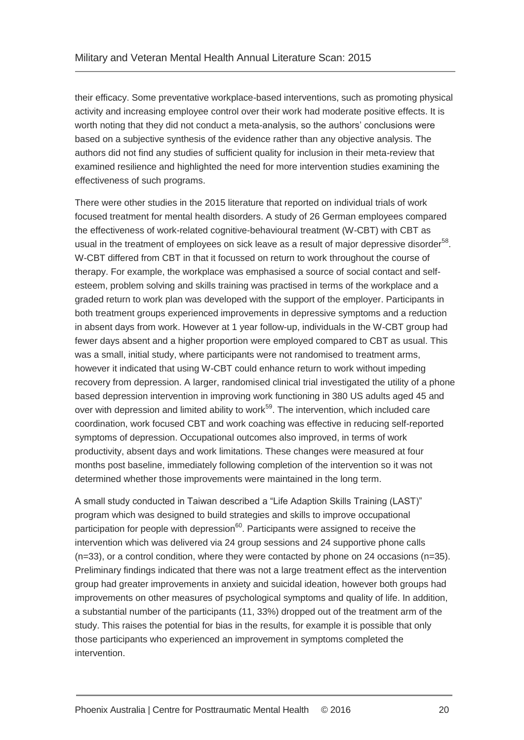their efficacy. Some preventative workplace-based interventions, such as promoting physical activity and increasing employee control over their work had moderate positive effects. It is worth noting that they did not conduct a meta-analysis, so the authors' conclusions were based on a subjective synthesis of the evidence rather than any objective analysis. The authors did not find any studies of sufficient quality for inclusion in their meta-review that examined resilience and highlighted the need for more intervention studies examining the effectiveness of such programs.

There were other studies in the 2015 literature that reported on individual trials of work focused treatment for mental health disorders. A study of 26 German employees compared the effectiveness of work-related cognitive-behavioural treatment (W-CBT) with CBT as usual in the treatment of employees on sick leave as a result of major depressive disorder[58]. W-CBT differed from CBT in that it focussed on return to work throughout the course of therapy. For example, the workplace was emphasised a source of social contact and self-esteem, problem solving and skills training was practised in terms of the workplace and a graded return to work plan was developed with the support of the employer. Participants in both treatment groups experienced improvements in depressive symptoms and a reduction in absent days from work. However at 1 year follow-up, individuals in the W-CBT group had fewer days absent and a higher proportion were employed compared to CBT as usual. This was a small, initial study, where participants were not randomised to treatment arms, however it indicated that using W-CBT could enhance return to work without impeding recovery from depression. A larger, randomised clinical trial investigated the utility of a phone based depression intervention in improving work functioning in 380 US adults aged 45 and over with depression and limited ability to work[59]. The intervention, which included care coordination, work focused CBT and work coaching was effective in reducing self-reported symptoms of depression. Occupational outcomes also improved, in terms of work productivity, absent days and work limitations. These changes were measured at four months post baseline, immediately following completion of the intervention so it was not determined whether those improvements were maintained in the long term.

A small study conducted in Taiwan described a "Life Adaption Skills Training (LAST)" program which was designed to build strategies and skills to improve occupational participation for people with depression[60]. Participants were assigned to receive the intervention which was delivered via 24 group sessions and 24 supportive phone calls (n=33), or a control condition, where they were contacted by phone on 24 occasions (n=35). Preliminary findings indicated that there was not a large treatment effect as the intervention group had greater improvements in anxiety and suicidal ideation, however both groups had improvements on other measures of psychological symptoms and quality of life. In addition, a substantial number of the participants (11, 33%) dropped out of the treatment arm of the study. This raises the potential for bias in the results, for example it is possible that only those participants who experienced an improvement in symptoms completed the intervention.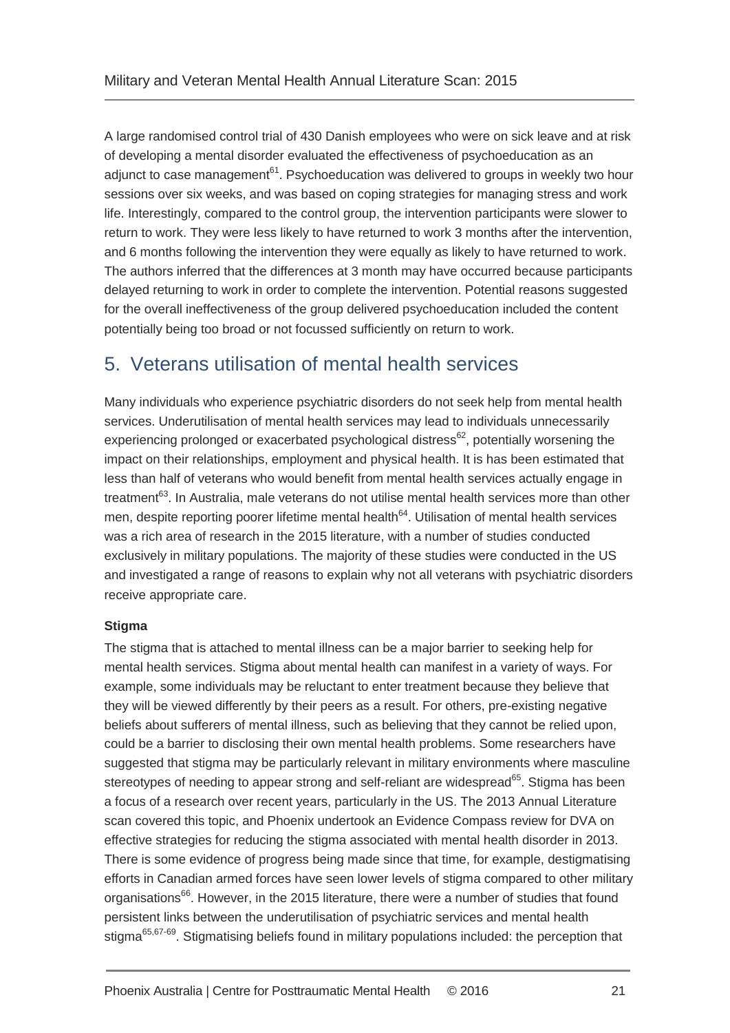A large randomised control trial of 430 Danish employees who were on sick leave and at risk of developing a mental disorder evaluated the effectiveness of psychoeducation as an adjunct to case management[61]. Psychoeducation was delivered to groups in weekly two hour sessions over six weeks, and was based on coping strategies for managing stress and work life. Interestingly, compared to the control group, the intervention participants were slower to return to work. They were less likely to have returned to work 3 months after the intervention, and 6 months following the intervention they were equally as likely to have returned to work. The authors inferred that the differences at 3 month may have occurred because participants delayed returning to work in order to complete the intervention. Potential reasons suggested for the overall ineffectiveness of the group delivered psychoeducation included the content potentially being too broad or not focussed sufficiently on return to work.

# 5. Veterans utilisation of mental health services

Many individuals who experience psychiatric disorders do not seek help from mental health services. Underutilisation of mental health services may lead to individuals unnecessarily experiencing prolonged or exacerbated psychological distress[62], potentially worsening the impact on their relationships, employment and physical health. It is has been estimated that less than half of veterans who would benefit from mental health services actually engage in treatment[63]. In Australia, male veterans do not utilise mental health services more than other men, despite reporting poorer lifetime mental health[64]. Utilisation of mental health services was a rich area of research in the 2015 literature, with a number of studies conducted exclusively in military populations. The majority of these studies were conducted in the US and investigated a range of reasons to explain why not all veterans with psychiatric disorders receive appropriate care.

**Stigma**

The stigma that is attached to mental illness can be a major barrier to seeking help for mental health services. Stigma about mental health can manifest in a variety of ways. For example, some individuals may be reluctant to enter treatment because they believe that they will be viewed differently by their peers as a result. For others, pre-existing negative beliefs about sufferers of mental illness, such as believing that they cannot be relied upon, could be a barrier to disclosing their own mental health problems. Some researchers have suggested that stigma may be particularly relevant in military environments where masculine stereotypes of needing to appear strong and self-reliant are widespread[65]. Stigma has been a focus of a research over recent years, particularly in the US. The 2013 Annual Literature scan covered this topic, and Phoenix undertook an Evidence Compass review for DVA on effective strategies for reducing the stigma associated with mental health disorder in 2013. There is some evidence of progress being made since that time, for example, destigmatising efforts in Canadian armed forces have seen lower levels of stigma compared to other military organisations[66]. However, in the 2015 literature, there were a number of studies that found persistent links between the underutilisation of psychiatric services and mental health stigma[65,67-69]. Stigmatising beliefs found in military populations included: the perception that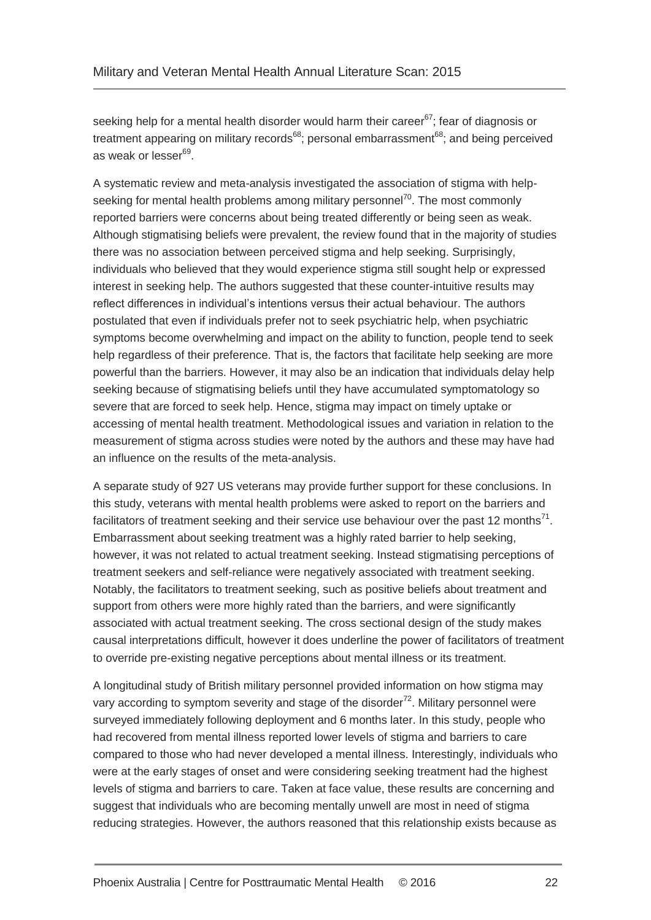seeking help for a mental health disorder would harm their career[67]; fear of diagnosis or treatment appearing on military records[68]; personal embarrassment[68]; and being perceived as weak or lesser[69].

A systematic review and meta-analysis investigated the association of stigma with help-seeking for mental health problems among military personnel[70]. The most commonly reported barriers were concerns about being treated differently or being seen as weak. Although stigmatising beliefs were prevalent, the review found that in the majority of studies there was no association between perceived stigma and help seeking. Surprisingly, individuals who believed that they would experience stigma still sought help or expressed interest in seeking help. The authors suggested that these counter-intuitive results may reflect differences in individual's intentions versus their actual behaviour. The authors postulated that even if individuals prefer not to seek psychiatric help, when psychiatric symptoms become overwhelming and impact on the ability to function, people tend to seek help regardless of their preference. That is, the factors that facilitate help seeking are more powerful than the barriers. However, it may also be an indication that individuals delay help seeking because of stigmatising beliefs until they have accumulated symptomatology so severe that are forced to seek help. Hence, stigma may impact on timely uptake or accessing of mental health treatment. Methodological issues and variation in relation to the measurement of stigma across studies were noted by the authors and these may have had an influence on the results of the meta-analysis.

A separate study of 927 US veterans may provide further support for these conclusions. In this study, veterans with mental health problems were asked to report on the barriers and facilitators of treatment seeking and their service use behaviour over the past 12 months[71]. Embarrassment about seeking treatment was a highly rated barrier to help seeking, however, it was not related to actual treatment seeking. Instead stigmatising perceptions of treatment seekers and self-reliance were negatively associated with treatment seeking. Notably, the facilitators to treatment seeking, such as positive beliefs about treatment and support from others were more highly rated than the barriers, and were significantly associated with actual treatment seeking. The cross sectional design of the study makes causal interpretations difficult, however it does underline the power of facilitators of treatment to override pre-existing negative perceptions about mental illness or its treatment.

A longitudinal study of British military personnel provided information on how stigma may vary according to symptom severity and stage of the disorder[72]. Military personnel were surveyed immediately following deployment and 6 months later. In this study, people who had recovered from mental illness reported lower levels of stigma and barriers to care compared to those who had never developed a mental illness. Interestingly, individuals who were at the early stages of onset and were considering seeking treatment had the highest levels of stigma and barriers to care. Taken at face value, these results are concerning and suggest that individuals who are becoming mentally unwell are most in need of stigma reducing strategies. However, the authors reasoned that this relationship exists because as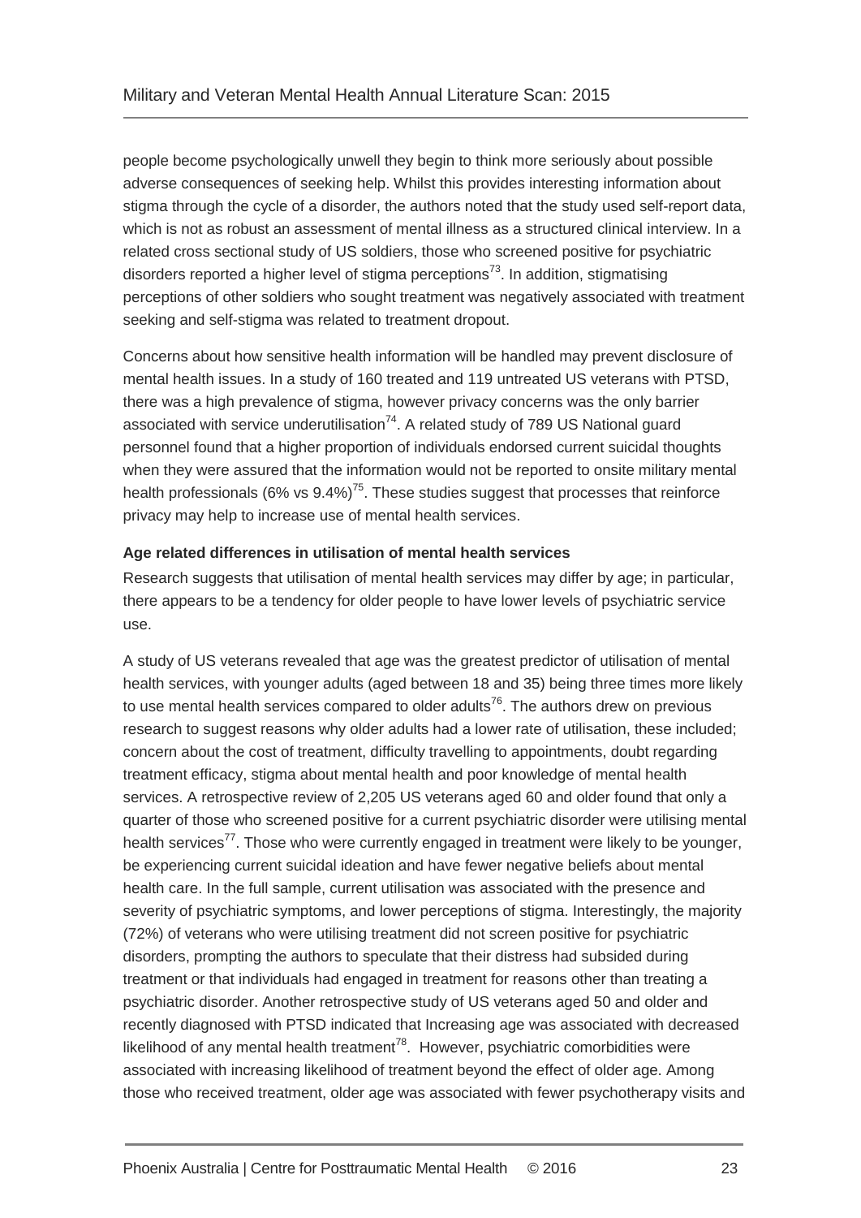people become psychologically unwell they begin to think more seriously about possible adverse consequences of seeking help. Whilst this provides interesting information about stigma through the cycle of a disorder, the authors noted that the study used self-report data, which is not as robust an assessment of mental illness as a structured clinical interview. In a related cross sectional study of US soldiers, those who screened positive for psychiatric disorders reported a higher level of stigma perceptions[73]. In addition, stigmatising perceptions of other soldiers who sought treatment was negatively associated with treatment seeking and self-stigma was related to treatment dropout.

Concerns about how sensitive health information will be handled may prevent disclosure of mental health issues. In a study of 160 treated and 119 untreated US veterans with PTSD, there was a high prevalence of stigma, however privacy concerns was the only barrier associated with service underutilisation[74]. A related study of 789 US National guard personnel found that a higher proportion of individuals endorsed current suicidal thoughts when they were assured that the information would not be reported to onsite military mental health professionals (6% vs 9.4%)[75]. These studies suggest that processes that reinforce privacy may help to increase use of mental health services.

**Age related differences in utilisation of mental health services**

Research suggests that utilisation of mental health services may differ by age; in particular, there appears to be a tendency for older people to have lower levels of psychiatric service use.

A study of US veterans revealed that age was the greatest predictor of utilisation of mental health services, with younger adults (aged between 18 and 35) being three times more likely to use mental health services compared to older adults[76]. The authors drew on previous research to suggest reasons why older adults had a lower rate of utilisation, these included; concern about the cost of treatment, difficulty travelling to appointments, doubt regarding treatment efficacy, stigma about mental health and poor knowledge of mental health services. A retrospective review of 2,205 US veterans aged 60 and older found that only a quarter of those who screened positive for a current psychiatric disorder were utilising mental health services[77]. Those who were currently engaged in treatment were likely to be younger, be experiencing current suicidal ideation and have fewer negative beliefs about mental health care. In the full sample, current utilisation was associated with the presence and severity of psychiatric symptoms, and lower perceptions of stigma. Interestingly, the majority (72%) of veterans who were utilising treatment did not screen positive for psychiatric disorders, prompting the authors to speculate that their distress had subsided during treatment or that individuals had engaged in treatment for reasons other than treating a psychiatric disorder. Another retrospective study of US veterans aged 50 and older and recently diagnosed with PTSD indicated that Increasing age was associated with decreased likelihood of any mental health treatment[78]. However, psychiatric comorbidities were associated with increasing likelihood of treatment beyond the effect of older age. Among those who received treatment, older age was associated with fewer psychotherapy visits and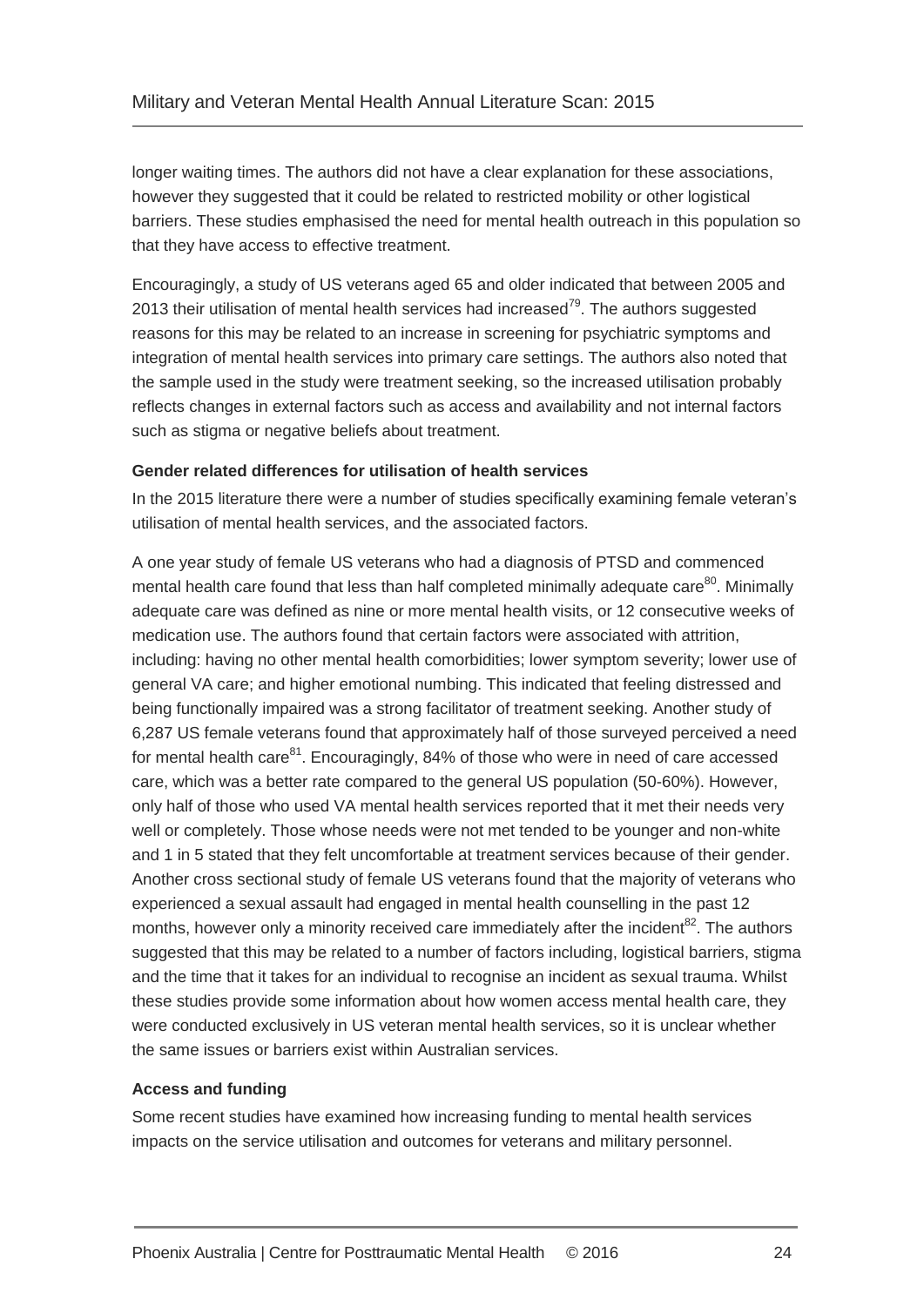longer waiting times. The authors did not have a clear explanation for these associations, however they suggested that it could be related to restricted mobility or other logistical barriers. These studies emphasised the need for mental health outreach in this population so that they have access to effective treatment.

Encouragingly, a study of US veterans aged 65 and older indicated that between 2005 and 2013 their utilisation of mental health services had increased[79]. The authors suggested reasons for this may be related to an increase in screening for psychiatric symptoms and integration of mental health services into primary care settings. The authors also noted that the sample used in the study were treatment seeking, so the increased utilisation probably reflects changes in external factors such as access and availability and not internal factors such as stigma or negative beliefs about treatment.

**Gender related differences for utilisation of health services**

In the 2015 literature there were a number of studies specifically examining female veteran's utilisation of mental health services, and the associated factors.

A one year study of female US veterans who had a diagnosis of PTSD and commenced mental health care found that less than half completed minimally adequate care[80]. Minimally adequate care was defined as nine or more mental health visits, or 12 consecutive weeks of medication use. The authors found that certain factors were associated with attrition, including: having no other mental health comorbidities; lower symptom severity; lower use of general VA care; and higher emotional numbing. This indicated that feeling distressed and being functionally impaired was a strong facilitator of treatment seeking. Another study of 6,287 US female veterans found that approximately half of those surveyed perceived a need for mental health care[81]. Encouragingly, 84% of those who were in need of care accessed care, which was a better rate compared to the general US population (50-60%). However, only half of those who used VA mental health services reported that it met their needs very well or completely. Those whose needs were not met tended to be younger and non-white and 1 in 5 stated that they felt uncomfortable at treatment services because of their gender. Another cross sectional study of female US veterans found that the majority of veterans who experienced a sexual assault had engaged in mental health counselling in the past 12 months, however only a minority received care immediately after the incident[82]. The authors suggested that this may be related to a number of factors including, logistical barriers, stigma and the time that it takes for an individual to recognise an incident as sexual trauma. Whilst these studies provide some information about how women access mental health care, they were conducted exclusively in US veteran mental health services, so it is unclear whether the same issues or barriers exist within Australian services.

**Access and funding**

Some recent studies have examined how increasing funding to mental health services impacts on the service utilisation and outcomes for veterans and military personnel.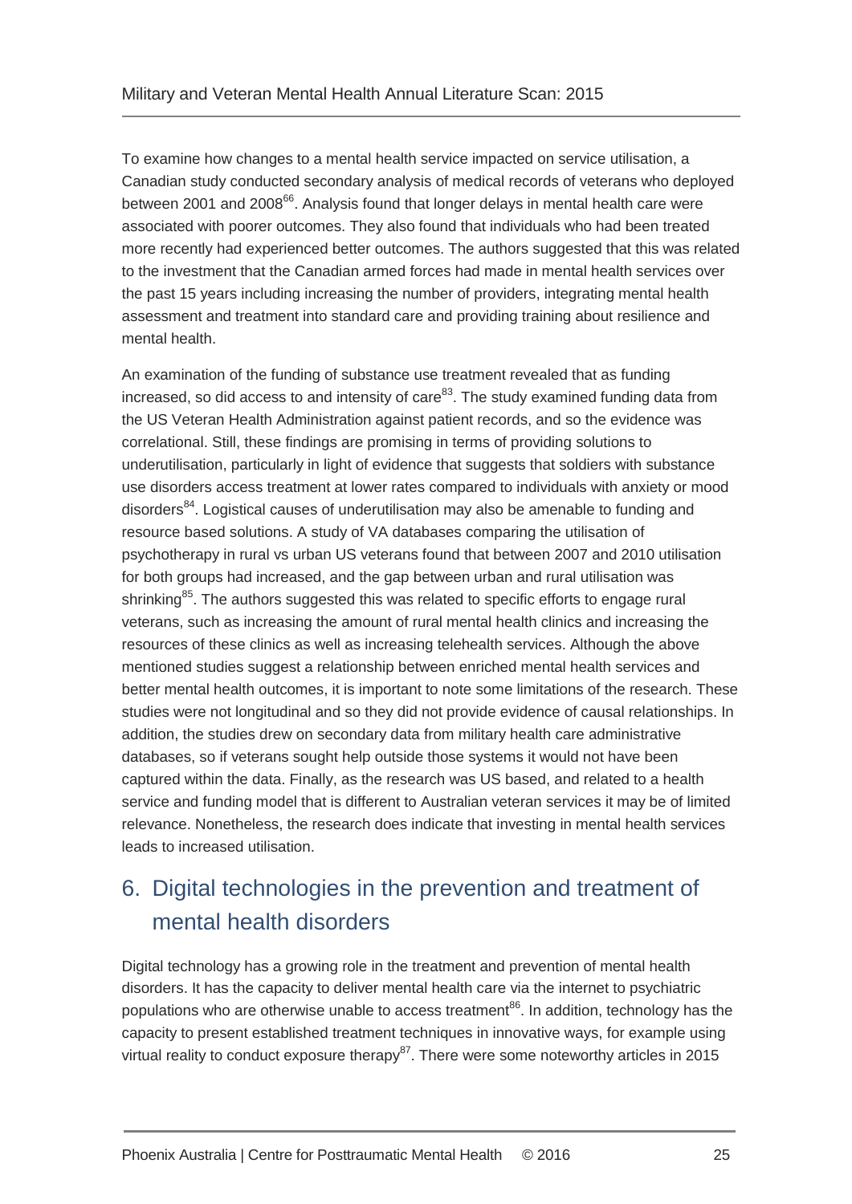To examine how changes to a mental health service impacted on service utilisation, a Canadian study conducted secondary analysis of medical records of veterans who deployed between 2001 and 2008[66]. Analysis found that longer delays in mental health care were associated with poorer outcomes. They also found that individuals who had been treated more recently had experienced better outcomes. The authors suggested that this was related to the investment that the Canadian armed forces had made in mental health services over the past 15 years including increasing the number of providers, integrating mental health assessment and treatment into standard care and providing training about resilience and mental health.

An examination of the funding of substance use treatment revealed that as funding increased, so did access to and intensity of care[83]. The study examined funding data from the US Veteran Health Administration against patient records, and so the evidence was correlational. Still, these findings are promising in terms of providing solutions to underutilisation, particularly in light of evidence that suggests that soldiers with substance use disorders access treatment at lower rates compared to individuals with anxiety or mood disorders[84]. Logistical causes of underutilisation may also be amenable to funding and resource based solutions. A study of VA databases comparing the utilisation of psychotherapy in rural vs urban US veterans found that between 2007 and 2010 utilisation for both groups had increased, and the gap between urban and rural utilisation was shrinking[85]. The authors suggested this was related to specific efforts to engage rural veterans, such as increasing the amount of rural mental health clinics and increasing the resources of these clinics as well as increasing telehealth services. Although the above mentioned studies suggest a relationship between enriched mental health services and better mental health outcomes, it is important to note some limitations of the research. These studies were not longitudinal and so they did not provide evidence of causal relationships. In addition, the studies drew on secondary data from military health care administrative databases, so if veterans sought help outside those systems it would not have been captured within the data. Finally, as the research was US based, and related to a health service and funding model that is different to Australian veteran services it may be of limited relevance. Nonetheless, the research does indicate that investing in mental health services leads to increased utilisation.

## 6. Digital technologies in the prevention and treatment of mental health disorders

Digital technology has a growing role in the treatment and prevention of mental health disorders. It has the capacity to deliver mental health care via the internet to psychiatric populations who are otherwise unable to access treatment[86]. In addition, technology has the capacity to present established treatment techniques in innovative ways, for example using virtual reality to conduct exposure therapy[87]. There were some noteworthy articles in 2015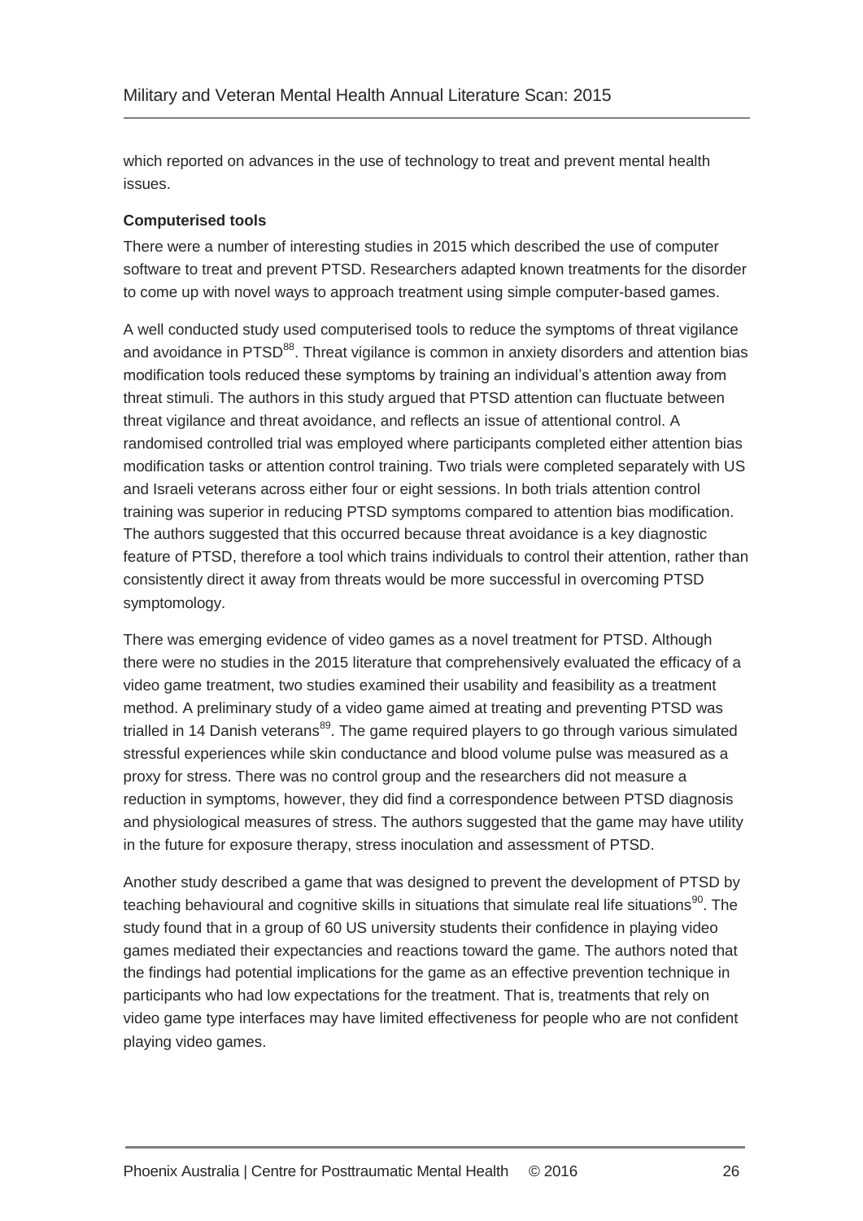which reported on advances in the use of technology to treat and prevent mental health issues.

**Computerised tools**

There were a number of interesting studies in 2015 which described the use of computer software to treat and prevent PTSD. Researchers adapted known treatments for the disorder to come up with novel ways to approach treatment using simple computer-based games.

A well conducted study used computerised tools to reduce the symptoms of threat vigilance and avoidance in PTSD[88]. Threat vigilance is common in anxiety disorders and attention bias modification tools reduced these symptoms by training an individual's attention away from threat stimuli. The authors in this study argued that PTSD attention can fluctuate between threat vigilance and threat avoidance, and reflects an issue of attentional control. A randomised controlled trial was employed where participants completed either attention bias modification tasks or attention control training. Two trials were completed separately with US and Israeli veterans across either four or eight sessions. In both trials attention control training was superior in reducing PTSD symptoms compared to attention bias modification. The authors suggested that this occurred because threat avoidance is a key diagnostic feature of PTSD, therefore a tool which trains individuals to control their attention, rather than consistently direct it away from threats would be more successful in overcoming PTSD symptomology.

There was emerging evidence of video games as a novel treatment for PTSD. Although there were no studies in the 2015 literature that comprehensively evaluated the efficacy of a video game treatment, two studies examined their usability and feasibility as a treatment method. A preliminary study of a video game aimed at treating and preventing PTSD was trialled in 14 Danish veterans[89]. The game required players to go through various simulated stressful experiences while skin conductance and blood volume pulse was measured as a proxy for stress. There was no control group and the researchers did not measure a reduction in symptoms, however, they did find a correspondence between PTSD diagnosis and physiological measures of stress. The authors suggested that the game may have utility in the future for exposure therapy, stress inoculation and assessment of PTSD.

Another study described a game that was designed to prevent the development of PTSD by teaching behavioural and cognitive skills in situations that simulate real life situations[90]. The study found that in a group of 60 US university students their confidence in playing video games mediated their expectancies and reactions toward the game. The authors noted that the findings had potential implications for the game as an effective prevention technique in participants who had low expectations for the treatment. That is, treatments that rely on video game type interfaces may have limited effectiveness for people who are not confident playing video games.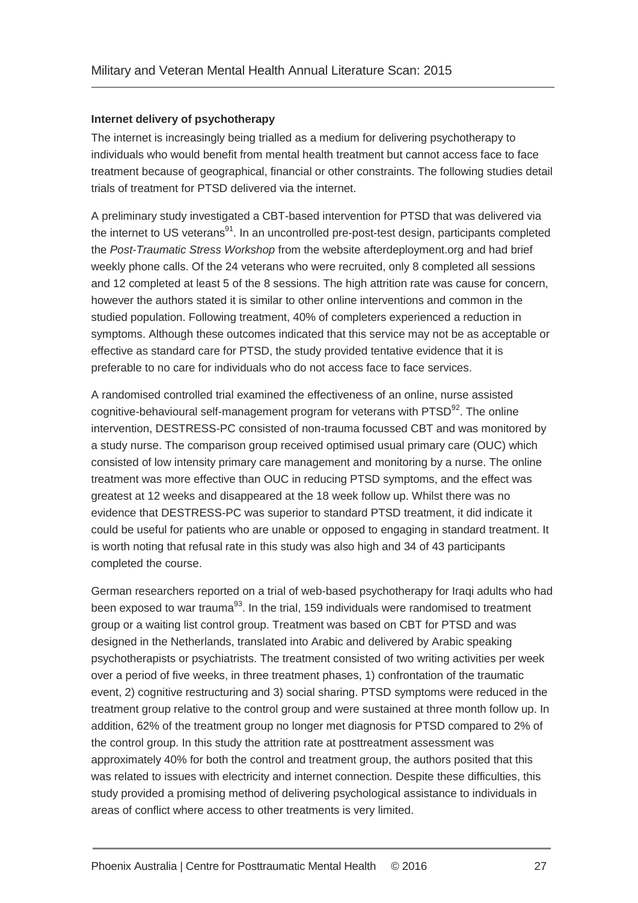**Internet delivery of psychotherapy**

The internet is increasingly being trialled as a medium for delivering psychotherapy to individuals who would benefit from mental health treatment but cannot access face to face treatment because of geographical, financial or other constraints. The following studies detail trials of treatment for PTSD delivered via the internet.

A preliminary study investigated a CBT-based intervention for PTSD that was delivered via the internet to US veterans[91]. In an uncontrolled pre-post-test design, participants completed the *Post-Traumatic Stress Workshop* from the website afterdeployment.org and had brief weekly phone calls. Of the 24 veterans who were recruited, only 8 completed all sessions and 12 completed at least 5 of the 8 sessions. The high attrition rate was cause for concern, however the authors stated it is similar to other online interventions and common in the studied population. Following treatment, 40% of completers experienced a reduction in symptoms. Although these outcomes indicated that this service may not be as acceptable or effective as standard care for PTSD, the study provided tentative evidence that it is preferable to no care for individuals who do not access face to face services.

A randomised controlled trial examined the effectiveness of an online, nurse assisted cognitive-behavioural self-management program for veterans with PTSD[92]. The online intervention, DESTRESS-PC consisted of non-trauma focussed CBT and was monitored by a study nurse. The comparison group received optimised usual primary care (OUC) which consisted of low intensity primary care management and monitoring by a nurse. The online treatment was more effective than OUC in reducing PTSD symptoms, and the effect was greatest at 12 weeks and disappeared at the 18 week follow up. Whilst there was no evidence that DESTRESS-PC was superior to standard PTSD treatment, it did indicate it could be useful for patients who are unable or opposed to engaging in standard treatment. It is worth noting that refusal rate in this study was also high and 34 of 43 participants completed the course.

German researchers reported on a trial of web-based psychotherapy for Iraqi adults who had been exposed to war trauma[93]. In the trial, 159 individuals were randomised to treatment group or a waiting list control group. Treatment was based on CBT for PTSD and was designed in the Netherlands, translated into Arabic and delivered by Arabic speaking psychotherapists or psychiatrists. The treatment consisted of two writing activities per week over a period of five weeks, in three treatment phases, 1) confrontation of the traumatic event, 2) cognitive restructuring and 3) social sharing. PTSD symptoms were reduced in the treatment group relative to the control group and were sustained at three month follow up. In addition, 62% of the treatment group no longer met diagnosis for PTSD compared to 2% of the control group. In this study the attrition rate at posttreatment assessment was approximately 40% for both the control and treatment group, the authors posited that this was related to issues with electricity and internet connection. Despite these difficulties, this study provided a promising method of delivering psychological assistance to individuals in areas of conflict where access to other treatments is very limited.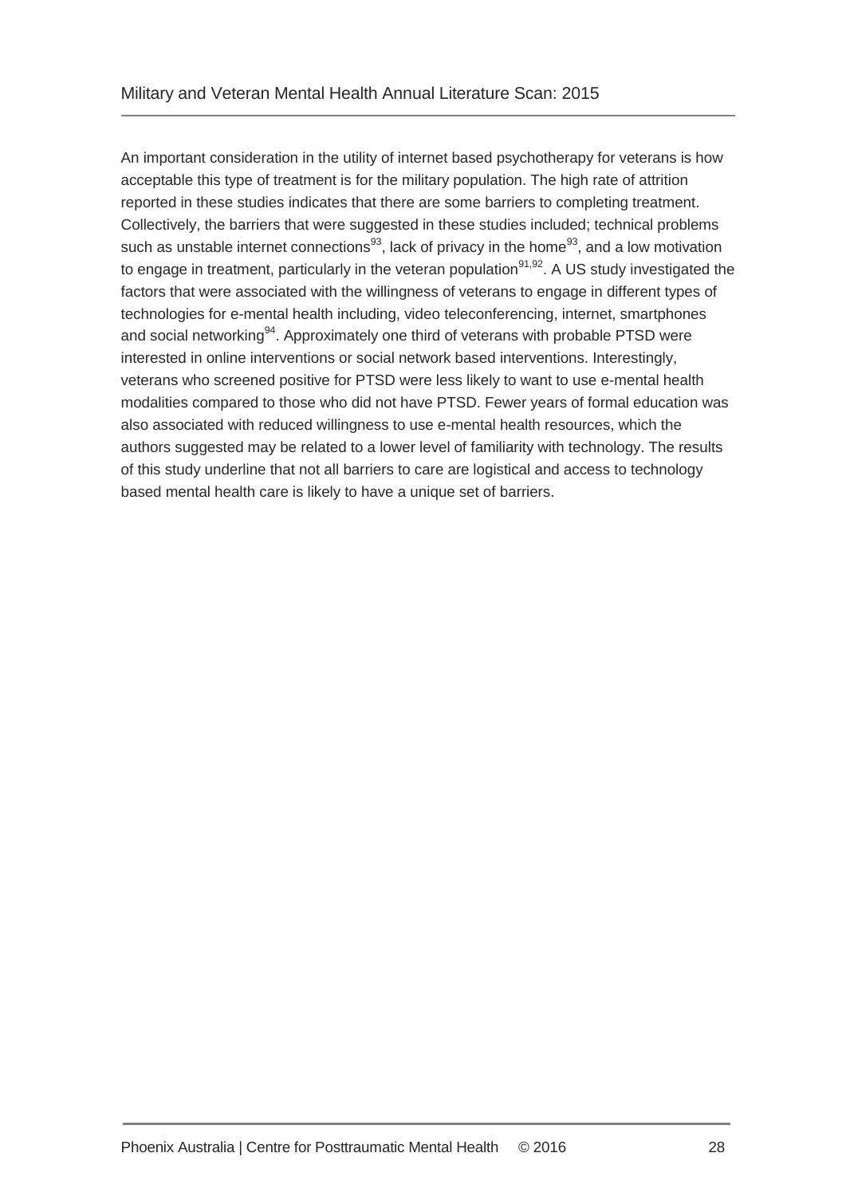An important consideration in the utility of internet based psychotherapy for veterans is how acceptable this type of treatment is for the military population. The high rate of attrition reported in these studies indicates that there are some barriers to completing treatment. Collectively, the barriers that were suggested in these studies included; technical problems such as unstable internet connections[93], lack of privacy in the home[93], and a low motivation to engage in treatment, particularly in the veteran population[91,92]. A US study investigated the factors that were associated with the willingness of veterans to engage in different types of technologies for e-mental health including, video teleconferencing, internet, smartphones and social networking[94]. Approximately one third of veterans with probable PTSD were interested in online interventions or social network based interventions. Interestingly, veterans who screened positive for PTSD were less likely to want to use e-mental health modalities compared to those who did not have PTSD. Fewer years of formal education was also associated with reduced willingness to use e-mental health resources, which the authors suggested may be related to a lower level of familiarity with technology. The results of this study underline that not all barriers to care are logistical and access to technology based mental health care is likely to have a unique set of barriers.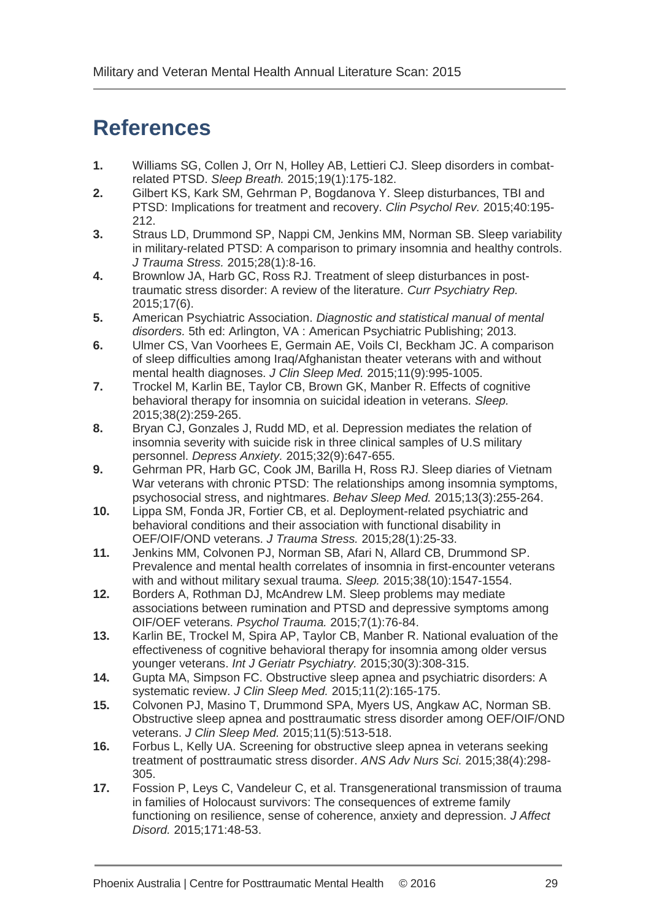# References

1. Williams SG, Collen J, Orr N, Holley AB, Lettieri CJ. Sleep disorders in combat-related PTSD. *Sleep Breath.* 2015;19(1):175-182.
2. Gilbert KS, Kark SM, Gehrman P, Bogdanova Y. Sleep disturbances, TBI and PTSD: Implications for treatment and recovery. *Clin Psychol Rev.* 2015;40:195-212.
3. Straus LD, Drummond SP, Nappi CM, Jenkins MM, Norman SB. Sleep variability in military-related PTSD: A comparison to primary insomnia and healthy controls. *J Trauma Stress.* 2015;28(1):8-16.
4. Brownlow JA, Harb GC, Ross RJ. Treatment of sleep disturbances in post-traumatic stress disorder: A review of the literature. *Curr Psychiatry Rep.* 2015;17(6).
5. American Psychiatric Association. *Diagnostic and statistical manual of mental disorders.* 5th ed: Arlington, VA : American Psychiatric Publishing; 2013.
6. Ulmer CS, Van Voorhees E, Germain AE, Voils CI, Beckham JC. A comparison of sleep difficulties among Iraq/Afghanistan theater veterans with and without mental health diagnoses. *J Clin Sleep Med.* 2015;11(9):995-1005.
7. Trockel M, Karlin BE, Taylor CB, Brown GK, Manber R. Effects of cognitive behavioral therapy for insomnia on suicidal ideation in veterans. *Sleep.* 2015;38(2):259-265.
8. Bryan CJ, Gonzales J, Rudd MD, et al. Depression mediates the relation of insomnia severity with suicide risk in three clinical samples of U.S military personnel. *Depress Anxiety.* 2015;32(9):647-655.
9. Gehrman PR, Harb GC, Cook JM, Barilla H, Ross RJ. Sleep diaries of Vietnam War veterans with chronic PTSD: The relationships among insomnia symptoms, psychosocial stress, and nightmares. *Behav Sleep Med.* 2015;13(3):255-264.
10. Lippa SM, Fonda JR, Fortier CB, et al. Deployment-related psychiatric and behavioral conditions and their association with functional disability in OEF/OIF/OND veterans. *J Trauma Stress.* 2015;28(1):25-33.
11. Jenkins MM, Colvonen PJ, Norman SB, Afari N, Allard CB, Drummond SP. Prevalence and mental health correlates of insomnia in first-encounter veterans with and without military sexual trauma. *Sleep.* 2015;38(10):1547-1554.
12. Borders A, Rothman DJ, McAndrew LM. Sleep problems may mediate associations between rumination and PTSD and depressive symptoms among OIF/OEF veterans. *Psychol Trauma.* 2015;7(1):76-84.
13. Karlin BE, Trockel M, Spira AP, Taylor CB, Manber R. National evaluation of the effectiveness of cognitive behavioral therapy for insomnia among older versus younger veterans. *Int J Geriatr Psychiatry.* 2015;30(3):308-315.
14. Gupta MA, Simpson FC. Obstructive sleep apnea and psychiatric disorders: A systematic review. *J Clin Sleep Med.* 2015;11(2):165-175.
15. Colvonen PJ, Masino T, Drummond SPA, Myers US, Angkaw AC, Norman SB. Obstructive sleep apnea and posttraumatic stress disorder among OEF/OIF/OND veterans. *J Clin Sleep Med.* 2015;11(5):513-518.
16. Forbus L, Kelly UA. Screening for obstructive sleep apnea in veterans seeking treatment of posttraumatic stress disorder. *ANS Adv Nurs Sci.* 2015;38(4):298-305.
17. Fossion P, Leys C, Vandeleur C, et al. Transgenerational transmission of trauma in families of Holocaust survivors: The consequences of extreme family functioning on resilience, sense of coherence, anxiety and depression. *J Affect Disord.* 2015;171:48-53.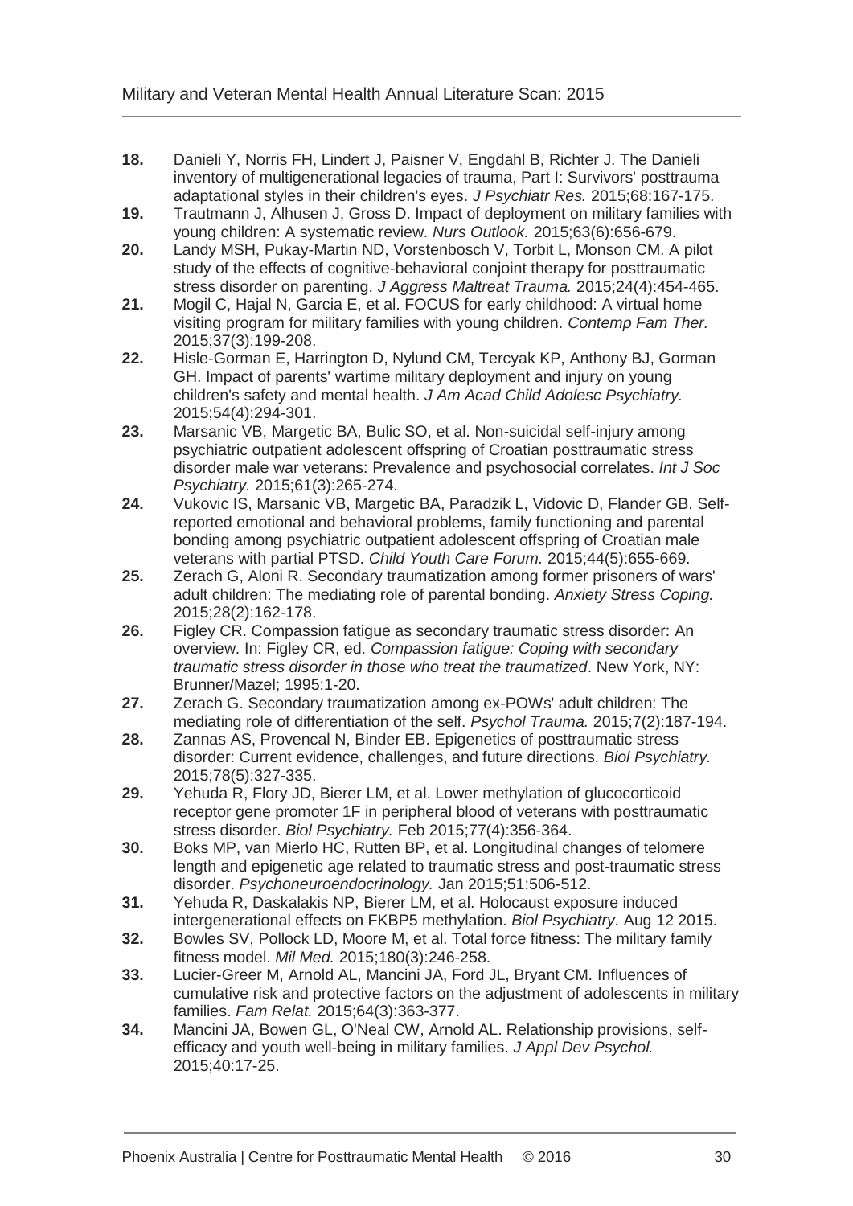**18.** Danieli Y, Norris FH, Lindert J, Paisner V, Engdahl B, Richter J. The Danieli inventory of multigenerational legacies of trauma, Part I: Survivors' posttrauma adaptational styles in their children's eyes. *J Psychiatr Res.* 2015;68:167-175.

**19.** Trautmann J, Alhusen J, Gross D. Impact of deployment on military families with young children: A systematic review. *Nurs Outlook.* 2015;63(6):656-679.

**20.** Landy MSH, Pukay-Martin ND, Vorstenbosch V, Torbit L, Monson CM. A pilot study of the effects of cognitive-behavioral conjoint therapy for posttraumatic stress disorder on parenting. *J Aggress Maltreat Trauma.* 2015;24(4):454-465.

**21.** Mogil C, Hajal N, Garcia E, et al. FOCUS for early childhood: A virtual home visiting program for military families with young children. *Contemp Fam Ther.* 2015;37(3):199-208.

**22.** Hisle-Gorman E, Harrington D, Nylund CM, Tercyak KP, Anthony BJ, Gorman GH. Impact of parents' wartime military deployment and injury on young children's safety and mental health. *J Am Acad Child Adolesc Psychiatry.* 2015;54(4):294-301.

**23.** Marsanic VB, Margetic BA, Bulic SO, et al. Non-suicidal self-injury among psychiatric outpatient adolescent offspring of Croatian posttraumatic stress disorder male war veterans: Prevalence and psychosocial correlates. *Int J Soc Psychiatry.* 2015;61(3):265-274.

**24.** Vukovic IS, Marsanic VB, Margetic BA, Paradzik L, Vidovic D, Flander GB. Self-reported emotional and behavioral problems, family functioning and parental bonding among psychiatric outpatient adolescent offspring of Croatian male veterans with partial PTSD. *Child Youth Care Forum.* 2015;44(5):655-669.

**25.** Zerach G, Aloni R. Secondary traumatization among former prisoners of wars' adult children: The mediating role of parental bonding. *Anxiety Stress Coping.* 2015;28(2):162-178.

**26.** Figley CR. Compassion fatigue as secondary traumatic stress disorder: An overview. In: Figley CR, ed. *Compassion fatigue: Coping with secondary traumatic stress disorder in those who treat the traumatized*. New York, NY: Brunner/Mazel; 1995:1-20.

**27.** Zerach G. Secondary traumatization among ex-POWs' adult children: The mediating role of differentiation of the self. *Psychol Trauma.* 2015;7(2):187-194.

**28.** Zannas AS, Provencal N, Binder EB. Epigenetics of posttraumatic stress disorder: Current evidence, challenges, and future directions. *Biol Psychiatry.* 2015;78(5):327-335.

**29.** Yehuda R, Flory JD, Bierer LM, et al. Lower methylation of glucocorticoid receptor gene promoter 1F in peripheral blood of veterans with posttraumatic stress disorder. *Biol Psychiatry.* Feb 2015;77(4):356-364.

**30.** Boks MP, van Mierlo HC, Rutten BP, et al. Longitudinal changes of telomere length and epigenetic age related to traumatic stress and post-traumatic stress disorder. *Psychoneuroendocrinology.* Jan 2015;51:506-512.

**31.** Yehuda R, Daskalakis NP, Bierer LM, et al. Holocaust exposure induced intergenerational effects on FKBP5 methylation. *Biol Psychiatry.* Aug 12 2015.

**32.** Bowles SV, Pollock LD, Moore M, et al. Total force fitness: The military family fitness model. *Mil Med.* 2015;180(3):246-258.

**33.** Lucier-Greer M, Arnold AL, Mancini JA, Ford JL, Bryant CM. Influences of cumulative risk and protective factors on the adjustment of adolescents in military families. *Fam Relat.* 2015;64(3):363-377.

**34.** Mancini JA, Bowen GL, O'Neal CW, Arnold AL. Relationship provisions, self-efficacy and youth well-being in military families. *J Appl Dev Psychol.* 2015;40:17-25.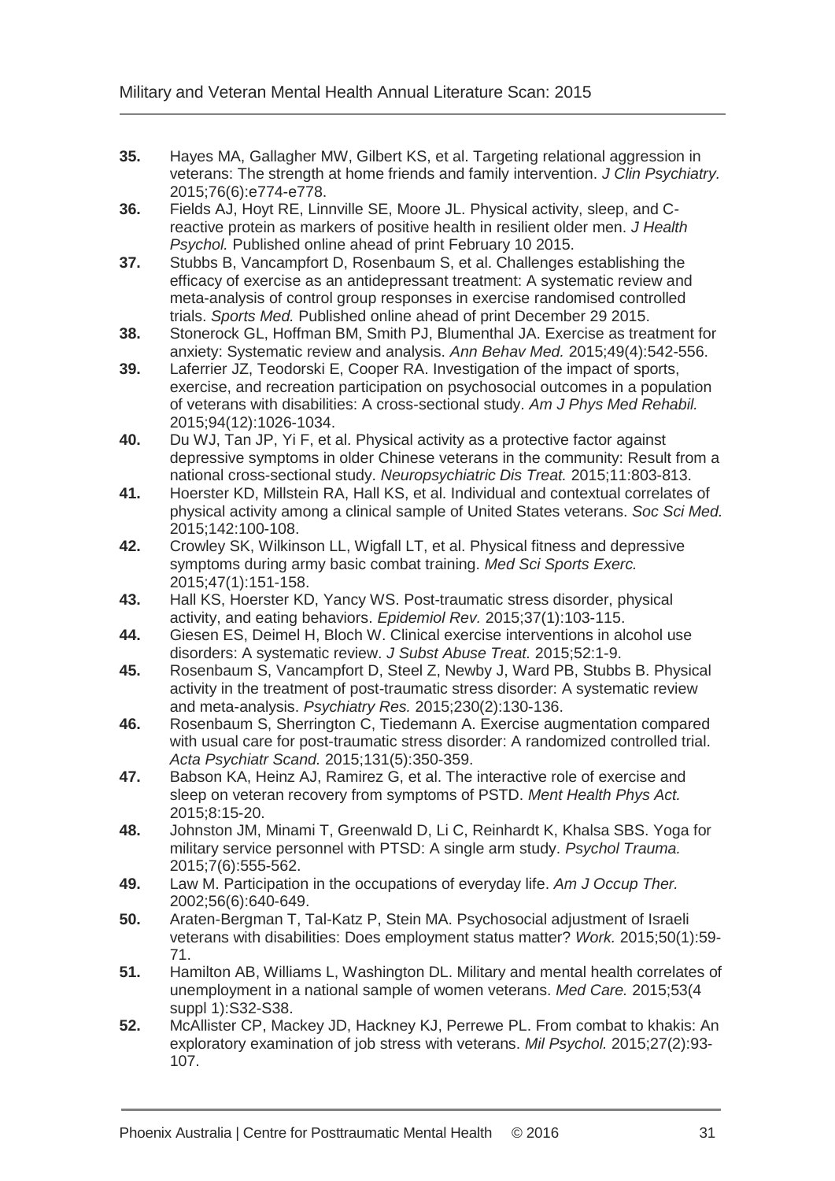**35.** Hayes MA, Gallagher MW, Gilbert KS, et al. Targeting relational aggression in veterans: The strength at home friends and family intervention. *J Clin Psychiatry.* 2015;76(6):e774-e778.

**36.** Fields AJ, Hoyt RE, Linnville SE, Moore JL. Physical activity, sleep, and C-reactive protein as markers of positive health in resilient older men. *J Health Psychol.* Published online ahead of print February 10 2015.

**37.** Stubbs B, Vancampfort D, Rosenbaum S, et al. Challenges establishing the efficacy of exercise as an antidepressant treatment: A systematic review and meta-analysis of control group responses in exercise randomised controlled trials. *Sports Med.* Published online ahead of print December 29 2015.

**38.** Stonerock GL, Hoffman BM, Smith PJ, Blumenthal JA. Exercise as treatment for anxiety: Systematic review and analysis. *Ann Behav Med.* 2015;49(4):542-556.

**39.** Laferrier JZ, Teodorski E, Cooper RA. Investigation of the impact of sports, exercise, and recreation participation on psychosocial outcomes in a population of veterans with disabilities: A cross-sectional study. *Am J Phys Med Rehabil.* 2015;94(12):1026-1034.

**40.** Du WJ, Tan JP, Yi F, et al. Physical activity as a protective factor against depressive symptoms in older Chinese veterans in the community: Result from a national cross-sectional study. *Neuropsychiatric Dis Treat.* 2015;11:803-813.

**41.** Hoerster KD, Millstein RA, Hall KS, et al. Individual and contextual correlates of physical activity among a clinical sample of United States veterans. *Soc Sci Med.* 2015;142:100-108.

**42.** Crowley SK, Wilkinson LL, Wigfall LT, et al. Physical fitness and depressive symptoms during army basic combat training. *Med Sci Sports Exerc.* 2015;47(1):151-158.

**43.** Hall KS, Hoerster KD, Yancy WS. Post-traumatic stress disorder, physical activity, and eating behaviors. *Epidemiol Rev.* 2015;37(1):103-115.

**44.** Giesen ES, Deimel H, Bloch W. Clinical exercise interventions in alcohol use disorders: A systematic review. *J Subst Abuse Treat.* 2015;52:1-9.

**45.** Rosenbaum S, Vancampfort D, Steel Z, Newby J, Ward PB, Stubbs B. Physical activity in the treatment of post-traumatic stress disorder: A systematic review and meta-analysis. *Psychiatry Res.* 2015;230(2):130-136.

**46.** Rosenbaum S, Sherrington C, Tiedemann A. Exercise augmentation compared with usual care for post-traumatic stress disorder: A randomized controlled trial. *Acta Psychiatr Scand.* 2015;131(5):350-359.

**47.** Babson KA, Heinz AJ, Ramirez G, et al. The interactive role of exercise and sleep on veteran recovery from symptoms of PSTD. *Ment Health Phys Act.* 2015;8:15-20.

**48.** Johnston JM, Minami T, Greenwald D, Li C, Reinhardt K, Khalsa SBS. Yoga for military service personnel with PTSD: A single arm study. *Psychol Trauma.* 2015;7(6):555-562.

**49.** Law M. Participation in the occupations of everyday life. *Am J Occup Ther.* 2002;56(6):640-649.

**50.** Araten-Bergman T, Tal-Katz P, Stein MA. Psychosocial adjustment of Israeli veterans with disabilities: Does employment status matter? *Work.* 2015;50(1):59-71.

**51.** Hamilton AB, Williams L, Washington DL. Military and mental health correlates of unemployment in a national sample of women veterans. *Med Care.* 2015;53(4 suppl 1):S32-S38.

**52.** McAllister CP, Mackey JD, Hackney KJ, Perrewe PL. From combat to khakis: An exploratory examination of job stress with veterans. *Mil Psychol.* 2015;27(2):93-107.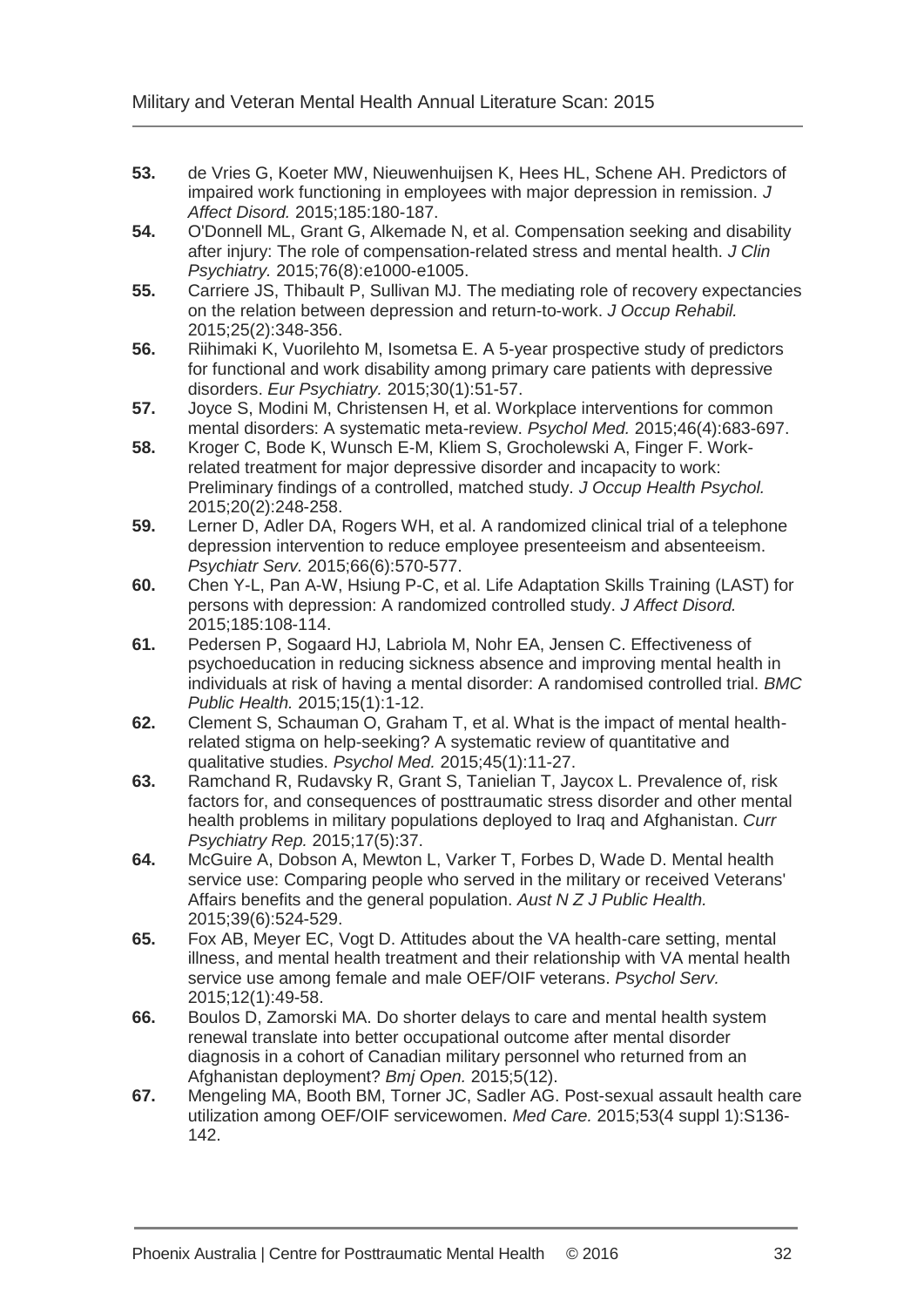53. de Vries G, Koeter MW, Nieuwenhuijsen K, Hees HL, Schene AH. Predictors of impaired work functioning in employees with major depression in remission. *J Affect Disord.* 2015;185:180-187.
54. O'Donnell ML, Grant G, Alkemade N, et al. Compensation seeking and disability after injury: The role of compensation-related stress and mental health. *J Clin Psychiatry.* 2015;76(8):e1000-e1005.
55. Carriere JS, Thibault P, Sullivan MJ. The mediating role of recovery expectancies on the relation between depression and return-to-work. *J Occup Rehabil.* 2015;25(2):348-356.
56. Riihimaki K, Vuorilehto M, Isometsa E. A 5-year prospective study of predictors for functional and work disability among primary care patients with depressive disorders. *Eur Psychiatry.* 2015;30(1):51-57.
57. Joyce S, Modini M, Christensen H, et al. Workplace interventions for common mental disorders: A systematic meta-review. *Psychol Med.* 2015;46(4):683-697.
58. Kroger C, Bode K, Wunsch E-M, Kliem S, Grocholewski A, Finger F. Work-related treatment for major depressive disorder and incapacity to work: Preliminary findings of a controlled, matched study. *J Occup Health Psychol.* 2015;20(2):248-258.
59. Lerner D, Adler DA, Rogers WH, et al. A randomized clinical trial of a telephone depression intervention to reduce employee presenteeism and absenteeism. *Psychiatr Serv.* 2015;66(6):570-577.
60. Chen Y-L, Pan A-W, Hsiung P-C, et al. Life Adaptation Skills Training (LAST) for persons with depression: A randomized controlled study. *J Affect Disord.* 2015;185:108-114.
61. Pedersen P, Sogaard HJ, Labriola M, Nohr EA, Jensen C. Effectiveness of psychoeducation in reducing sickness absence and improving mental health in individuals at risk of having a mental disorder: A randomised controlled trial. *BMC Public Health.* 2015;15(1):1-12.
62. Clement S, Schauman O, Graham T, et al. What is the impact of mental health-related stigma on help-seeking? A systematic review of quantitative and qualitative studies. *Psychol Med.* 2015;45(1):11-27.
63. Ramchand R, Rudavsky R, Grant S, Tanielian T, Jaycox L. Prevalence of, risk factors for, and consequences of posttraumatic stress disorder and other mental health problems in military populations deployed to Iraq and Afghanistan. *Curr Psychiatry Rep.* 2015;17(5):37.
64. McGuire A, Dobson A, Mewton L, Varker T, Forbes D, Wade D. Mental health service use: Comparing people who served in the military or received Veterans' Affairs benefits and the general population. *Aust N Z J Public Health.* 2015;39(6):524-529.
65. Fox AB, Meyer EC, Vogt D. Attitudes about the VA health-care setting, mental illness, and mental health treatment and their relationship with VA mental health service use among female and male OEF/OIF veterans. *Psychol Serv.* 2015;12(1):49-58.
66. Boulos D, Zamorski MA. Do shorter delays to care and mental health system renewal translate into better occupational outcome after mental disorder diagnosis in a cohort of Canadian military personnel who returned from an Afghanistan deployment? *Bmj Open.* 2015;5(12).
67. Mengeling MA, Booth BM, Torner JC, Sadler AG. Post-sexual assault health care utilization among OEF/OIF servicewomen. *Med Care.* 2015;53(4 suppl 1):S136-142.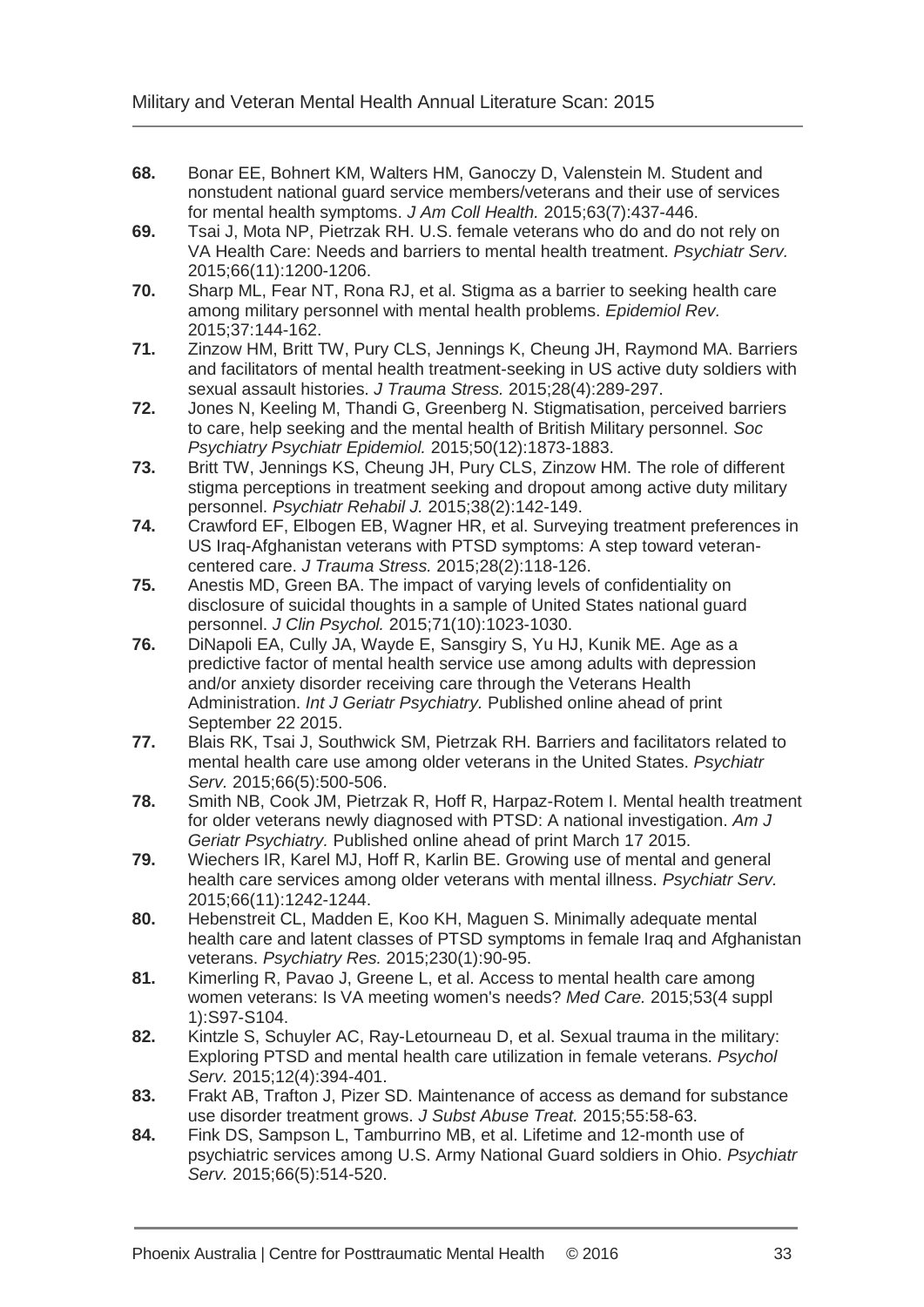**68.** Bonar EE, Bohnert KM, Walters HM, Ganoczy D, Valenstein M. Student and nonstudent national guard service members/veterans and their use of services for mental health symptoms. *J Am Coll Health.* 2015;63(7):437-446.

**69.** Tsai J, Mota NP, Pietrzak RH. U.S. female veterans who do and do not rely on VA Health Care: Needs and barriers to mental health treatment. *Psychiatr Serv.* 2015;66(11):1200-1206.

**70.** Sharp ML, Fear NT, Rona RJ, et al. Stigma as a barrier to seeking health care among military personnel with mental health problems. *Epidemiol Rev.* 2015;37:144-162.

**71.** Zinzow HM, Britt TW, Pury CLS, Jennings K, Cheung JH, Raymond MA. Barriers and facilitators of mental health treatment-seeking in US active duty soldiers with sexual assault histories. *J Trauma Stress.* 2015;28(4):289-297.

**72.** Jones N, Keeling M, Thandi G, Greenberg N. Stigmatisation, perceived barriers to care, help seeking and the mental health of British Military personnel. *Soc Psychiatry Psychiatr Epidemiol.* 2015;50(12):1873-1883.

**73.** Britt TW, Jennings KS, Cheung JH, Pury CLS, Zinzow HM. The role of different stigma perceptions in treatment seeking and dropout among active duty military personnel. *Psychiatr Rehabil J.* 2015;38(2):142-149.

**74.** Crawford EF, Elbogen EB, Wagner HR, et al. Surveying treatment preferences in US Iraq-Afghanistan veterans with PTSD symptoms: A step toward veteran-centered care. *J Trauma Stress.* 2015;28(2):118-126.

**75.** Anestis MD, Green BA. The impact of varying levels of confidentiality on disclosure of suicidal thoughts in a sample of United States national guard personnel. *J Clin Psychol.* 2015;71(10):1023-1030.

**76.** DiNapoli EA, Cully JA, Wayde E, Sansgiry S, Yu HJ, Kunik ME. Age as a predictive factor of mental health service use among adults with depression and/or anxiety disorder receiving care through the Veterans Health Administration. *Int J Geriatr Psychiatry.* Published online ahead of print September 22 2015.

**77.** Blais RK, Tsai J, Southwick SM, Pietrzak RH. Barriers and facilitators related to mental health care use among older veterans in the United States. *Psychiatr Serv.* 2015;66(5):500-506.

**78.** Smith NB, Cook JM, Pietrzak R, Hoff R, Harpaz-Rotem I. Mental health treatment for older veterans newly diagnosed with PTSD: A national investigation. *Am J Geriatr Psychiatry.* Published online ahead of print March 17 2015.

**79.** Wiechers IR, Karel MJ, Hoff R, Karlin BE. Growing use of mental and general health care services among older veterans with mental illness. *Psychiatr Serv.* 2015;66(11):1242-1244.

**80.** Hebenstreit CL, Madden E, Koo KH, Maguen S. Minimally adequate mental health care and latent classes of PTSD symptoms in female Iraq and Afghanistan veterans. *Psychiatry Res.* 2015;230(1):90-95.

**81.** Kimerling R, Pavao J, Greene L, et al. Access to mental health care among women veterans: Is VA meeting women's needs? *Med Care.* 2015;53(4 suppl 1):S97-S104.

**82.** Kintzle S, Schuyler AC, Ray-Letourneau D, et al. Sexual trauma in the military: Exploring PTSD and mental health care utilization in female veterans. *Psychol Serv.* 2015;12(4):394-401.

**83.** Frakt AB, Trafton J, Pizer SD. Maintenance of access as demand for substance use disorder treatment grows. *J Subst Abuse Treat.* 2015;55:58-63.

**84.** Fink DS, Sampson L, Tamburrino MB, et al. Lifetime and 12-month use of psychiatric services among U.S. Army National Guard soldiers in Ohio. *Psychiatr Serv.* 2015;66(5):514-520.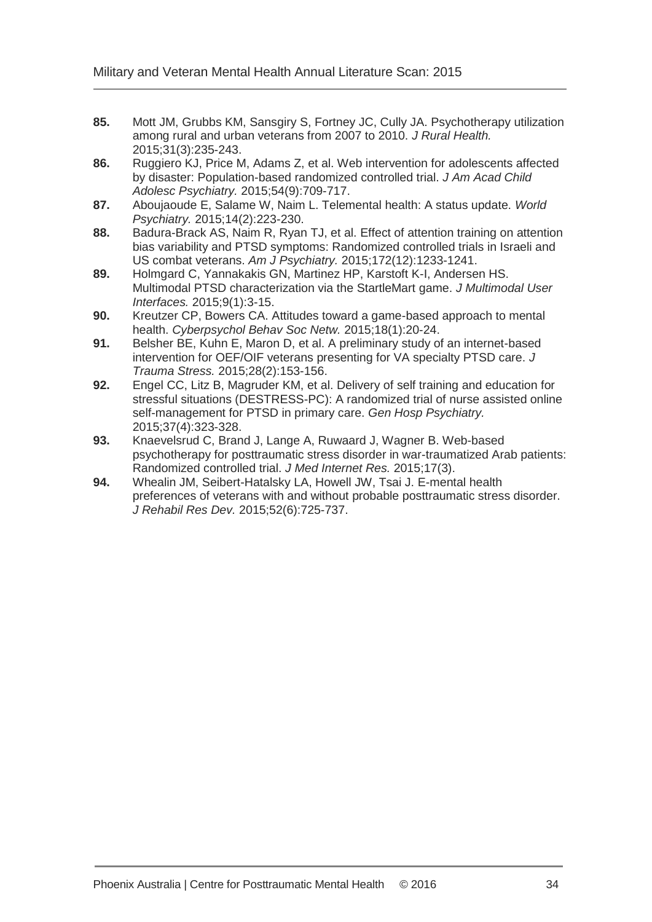**85.** Mott JM, Grubbs KM, Sansgiry S, Fortney JC, Cully JA. Psychotherapy utilization among rural and urban veterans from 2007 to 2010. *J Rural Health.* 2015;31(3):235-243.

**86.** Ruggiero KJ, Price M, Adams Z, et al. Web intervention for adolescents affected by disaster: Population-based randomized controlled trial. *J Am Acad Child Adolesc Psychiatry.* 2015;54(9):709-717.

**87.** Aboujaoude E, Salame W, Naim L. Telemental health: A status update. *World Psychiatry.* 2015;14(2):223-230.

**88.** Badura-Brack AS, Naim R, Ryan TJ, et al. Effect of attention training on attention bias variability and PTSD symptoms: Randomized controlled trials in Israeli and US combat veterans. *Am J Psychiatry.* 2015;172(12):1233-1241.

**89.** Holmgard C, Yannakakis GN, Martinez HP, Karstoft K-I, Andersen HS. Multimodal PTSD characterization via the StartleMart game. *J Multimodal User Interfaces.* 2015;9(1):3-15.

**90.** Kreutzer CP, Bowers CA. Attitudes toward a game-based approach to mental health. *Cyberpsychol Behav Soc Netw.* 2015;18(1):20-24.

**91.** Belsher BE, Kuhn E, Maron D, et al. A preliminary study of an internet-based intervention for OEF/OIF veterans presenting for VA specialty PTSD care. *J Trauma Stress.* 2015;28(2):153-156.

**92.** Engel CC, Litz B, Magruder KM, et al. Delivery of self training and education for stressful situations (DESTRESS-PC): A randomized trial of nurse assisted online self-management for PTSD in primary care. *Gen Hosp Psychiatry.* 2015;37(4):323-328.

**93.** Knaevelsrud C, Brand J, Lange A, Ruwaard J, Wagner B. Web-based psychotherapy for posttraumatic stress disorder in war-traumatized Arab patients: Randomized controlled trial. *J Med Internet Res.* 2015;17(3).

**94.** Whealin JM, Seibert-Hatalsky LA, Howell JW, Tsai J. E-mental health preferences of veterans with and without probable posttraumatic stress disorder. *J Rehabil Res Dev.* 2015;52(6):725-737.